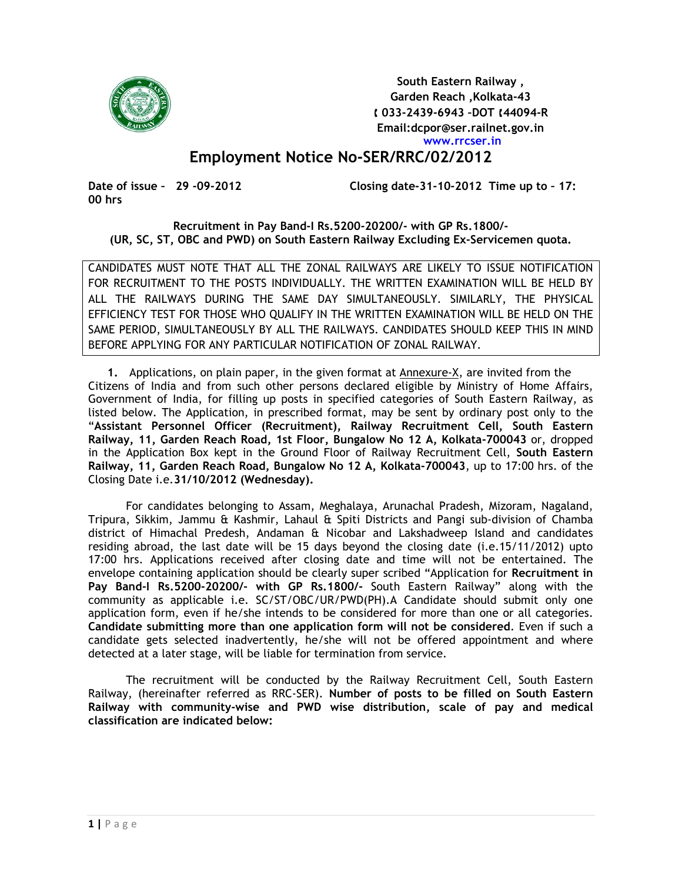South Eastern Railway ,
Garden Reach ,Kolkata-43
☎ 033-2439-6943 –DOT ☎44094-R
Email:dcpor@ser.railnet.gov.in
www.rrcser.in

# Employment Notice No-SER/RRC/02/2012

**Date of issue - 29 -09-2012** **Closing date-31-10-2012 Time up to – 17: 00 hrs**

**Recruitment in Pay Band-I Rs.5200-20200/- with GP Rs.1800/-**
**(UR, SC, ST, OBC and PWD) on South Eastern Railway Excluding Ex-Servicemen quota.**

CANDIDATES MUST NOTE THAT ALL THE ZONAL RAILWAYS ARE LIKELY TO ISSUE NOTIFICATION FOR RECRUITMENT TO THE POSTS INDIVIDUALLY. THE WRITTEN EXAMINATION WILL BE HELD BY ALL THE RAILWAYS DURING THE SAME DAY SIMULTANEOUSLY. SIMILARLY, THE PHYSICAL EFFICIENCY TEST FOR THOSE WHO QUALIFY IN THE WRITTEN EXAMINATION WILL BE HELD ON THE SAME PERIOD, SIMULTANEOUSLY BY ALL THE RAILWAYS. CANDIDATES SHOULD KEEP THIS IN MIND BEFORE APPLYING FOR ANY PARTICULAR NOTIFICATION OF ZONAL RAILWAY.

**1.** Applications, on plain paper, in the given format at Annexure-X, are invited from the Citizens of India and from such other persons declared eligible by Ministry of Home Affairs, Government of India, for filling up posts in specified categories of South Eastern Railway, as listed below. The Application, in prescribed format, may be sent by ordinary post only to the "**Assistant Personnel Officer (Recruitment), Railway Recruitment Cell, South Eastern Railway, 11, Garden Reach Road, 1st Floor, Bungalow No 12 A, Kolkata-700043** or, dropped in the Application Box kept in the Ground Floor of Railway Recruitment Cell, **South Eastern Railway, 11, Garden Reach Road, Bungalow No 12 A, Kolkata-700043**, up to 17:00 hrs. of the Closing Date i.e.**31/10/2012 (Wednesday).**

For candidates belonging to Assam, Meghalaya, Arunachal Pradesh, Mizoram, Nagaland, Tripura, Sikkim, Jammu & Kashmir, Lahaul & Spiti Districts and Pangi sub-division of Chamba district of Himachal Predesh, Andaman & Nicobar and Lakshadweep Island and candidates residing abroad, the last date will be 15 days beyond the closing date (i.e.15/11/2012) upto 17:00 hrs. Applications received after closing date and time will not be entertained. The envelope containing application should be clearly super scribed "Application for **Recruitment in Pay Band-I Rs.5200-20200/- with GP Rs.1800/-** South Eastern Railway" along with the community as applicable i.e. SC/ST/OBC/UR/PWD(PH).A Candidate should submit only one application form, even if he/she intends to be considered for more than one or all categories. **Candidate submitting more than one application form will not be considered**. Even if such a candidate gets selected inadvertently, he/she will not be offered appointment and where detected at a later stage, will be liable for termination from service.

The recruitment will be conducted by the Railway Recruitment Cell, South Eastern Railway, (hereinafter referred as RRC-SER). **Number of posts to be filled on South Eastern Railway with community-wise and PWD wise distribution, scale of pay and medical classification are indicated below:**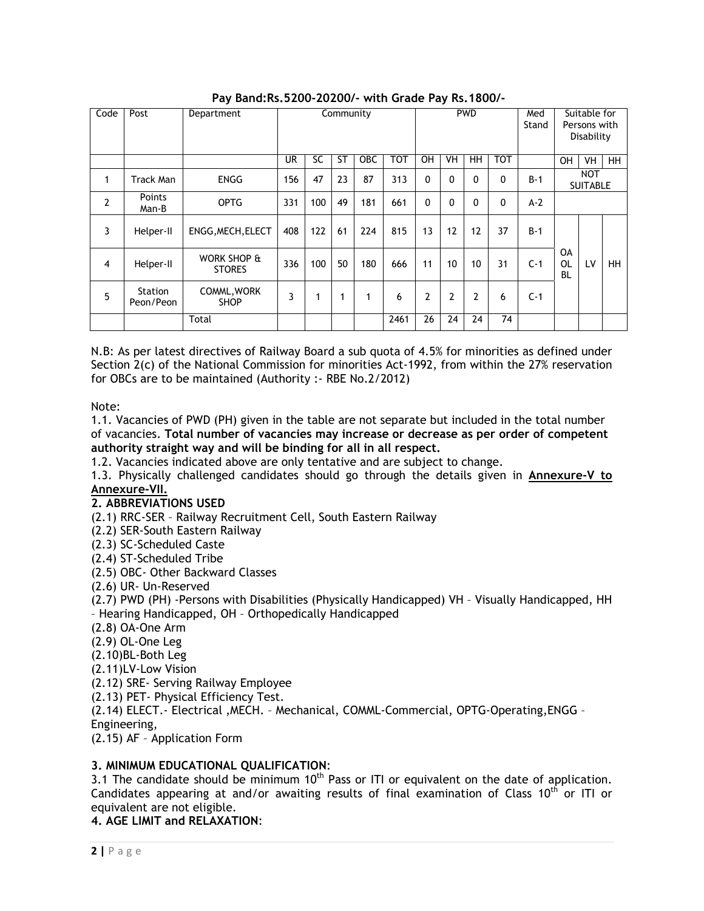**Pay Band:Rs.5200-20200/- with Grade Pay Rs.1800/-**

| Code | Post | Department | Community | | | | | PWD | | | | Med Stand | Suitable for Persons with Disability | | |
|---|---|---|---|---|---|---|---|---|---|---|---|---|---|---|---|
| | | | UR | SC | ST | OBC | TOT | OH | VH | HH | TOT | | OH | VH | HH |
| 1 | Track Man | ENGG | 156 | 47 | 23 | 87 | 313 | 0 | 0 | 0 | 0 | B-1 | NOT SUITABLE | | |
| 2 | Points Man-B | OPTG | 331 | 100 | 49 | 181 | 661 | 0 | 0 | 0 | 0 | A-2 | | | |
| 3 | Helper-II | ENGG,MECH,ELECT | 408 | 122 | 61 | 224 | 815 | 13 | 12 | 12 | 37 | B-1 | OA OL BL | LV | HH |
| 4 | Helper-II | WORK SHOP & STORES | 336 | 100 | 50 | 180 | 666 | 11 | 10 | 10 | 31 | C-1 | | | |
| 5 | Station Peon/Peon | COMML,WORK SHOP | 3 | 1 | 1 | 1 | 6 | 2 | 2 | 2 | 6 | C-1 | | | |
| | | Total | | | | | 2461 | 26 | 24 | 24 | 74 | | | | |

N.B: As per latest directives of Railway Board a sub quota of 4.5% for minorities as defined under Section 2(c) of the National Commission for minorities Act-1992, from within the 27% reservation for OBCs are to be maintained (Authority :- RBE No.2/2012)

Note:

1.1. Vacancies of PWD (PH) given in the table are not separate but included in the total number of vacancies. **Total number of vacancies may increase or decrease as per order of competent authority straight way and will be binding for all in all respect.**

1.2. Vacancies indicated above are only tentative and are subject to change.

1.3. Physically challenged candidates should go through the details given in **Annexure-V to Annexure-VII.**

### 2. ABBREVIATIONS USED

(2.1) RRC-SER – Railway Recruitment Cell, South Eastern Railway

(2.2) SER-South Eastern Railway

(2.3) SC-Scheduled Caste

(2.4) ST-Scheduled Tribe

(2.5) OBC- Other Backward Classes

(2.6) UR- Un-Reserved

(2.7) PWD (PH) -Persons with Disabilities (Physically Handicapped) VH – Visually Handicapped, HH – Hearing Handicapped, OH – Orthopedically Handicapped

(2.8) OA-One Arm

(2.9) OL-One Leg

(2.10)BL-Both Leg

(2.11)LV-Low Vision

(2.12) SRE- Serving Railway Employee

(2.13) PET- Physical Efficiency Test.

(2.14) ELECT.- Electrical ,MECH. – Mechanical, COMML-Commercial, OPTG-Operating,ENGG – Engineering,

(2.15) AF – Application Form

### 3. MINIMUM EDUCATIONAL QUALIFICATION:

3.1 The candidate should be minimum 10th Pass or ITI or equivalent on the date of application. Candidates appearing at and/or awaiting results of final examination of Class 10th or ITI or equivalent are not eligible.

### 4. AGE LIMIT and RELAXATION: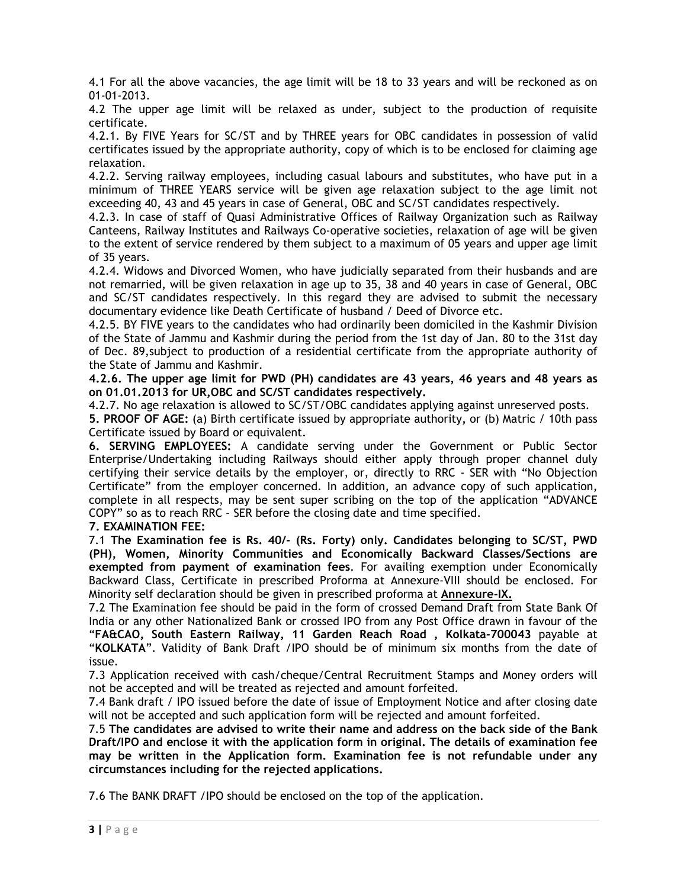4.1 For all the above vacancies, the age limit will be 18 to 33 years and will be reckoned as on 01-01-2013.

4.2 The upper age limit will be relaxed as under, subject to the production of requisite certificate.

4.2.1. By FIVE Years for SC/ST and by THREE years for OBC candidates in possession of valid certificates issued by the appropriate authority, copy of which is to be enclosed for claiming age relaxation.

4.2.2. Serving railway employees, including casual labours and substitutes, who have put in a minimum of THREE YEARS service will be given age relaxation subject to the age limit not exceeding 40, 43 and 45 years in case of General, OBC and SC/ST candidates respectively.

4.2.3. In case of staff of Quasi Administrative Offices of Railway Organization such as Railway Canteens, Railway Institutes and Railways Co-operative societies, relaxation of age will be given to the extent of service rendered by them subject to a maximum of 05 years and upper age limit of 35 years.

4.2.4. Widows and Divorced Women, who have judicially separated from their husbands and are not remarried, will be given relaxation in age up to 35, 38 and 40 years in case of General, OBC and SC/ST candidates respectively. In this regard they are advised to submit the necessary documentary evidence like Death Certificate of husband / Deed of Divorce etc.

4.2.5. BY FIVE years to the candidates who had ordinarily been domiciled in the Kashmir Division of the State of Jammu and Kashmir during the period from the 1st day of Jan. 80 to the 31st day of Dec. 89,subject to production of a residential certificate from the appropriate authority of the State of Jammu and Kashmir.

**4.2.6. The upper age limit for PWD (PH) candidates are 43 years, 46 years and 48 years as on 01.01.2013 for UR,OBC and SC/ST candidates respectively.**

4.2.7. No age relaxation is allowed to SC/ST/OBC candidates applying against unreserved posts.

**5. PROOF OF AGE:** (a) Birth certificate issued by appropriate authority, or (b) Matric / 10th pass Certificate issued by Board or equivalent.

**6. SERVING EMPLOYEES:** A candidate serving under the Government or Public Sector Enterprise/Undertaking including Railways should either apply through proper channel duly certifying their service details by the employer, or, directly to RRC - SER with "No Objection Certificate" from the employer concerned. In addition, an advance copy of such application, complete in all respects, may be sent super scribing on the top of the application "ADVANCE COPY" so as to reach RRC – SER before the closing date and time specified.

**7. EXAMINATION FEE:**

7.1 **The Examination fee is Rs. 40/- (Rs. Forty) only. Candidates belonging to SC/ST, PWD (PH), Women, Minority Communities and Economically Backward Classes/Sections are exempted from payment of examination fees**. For availing exemption under Economically Backward Class, Certificate in prescribed Proforma at Annexure-VIII should be enclosed. For Minority self declaration should be given in prescribed proforma at **Annexure-IX.**

7.2 The Examination fee should be paid in the form of crossed Demand Draft from State Bank Of India or any other Nationalized Bank or crossed IPO from any Post Office drawn in favour of the "**FA&CAO, South Eastern Railway, 11 Garden Reach Road , Kolkata-700043** payable at "**KOLKATA**". Validity of Bank Draft /IPO should be of minimum six months from the date of issue.

7.3 Application received with cash/cheque/Central Recruitment Stamps and Money orders will not be accepted and will be treated as rejected and amount forfeited.

7.4 Bank draft / IPO issued before the date of issue of Employment Notice and after closing date will not be accepted and such application form will be rejected and amount forfeited.

7.5 **The candidates are advised to write their name and address on the back side of the Bank Draft/IPO and enclose it with the application form in original. The details of examination fee may be written in the Application form. Examination fee is not refundable under any circumstances including for the rejected applications.**

7.6 The BANK DRAFT /IPO should be enclosed on the top of the application.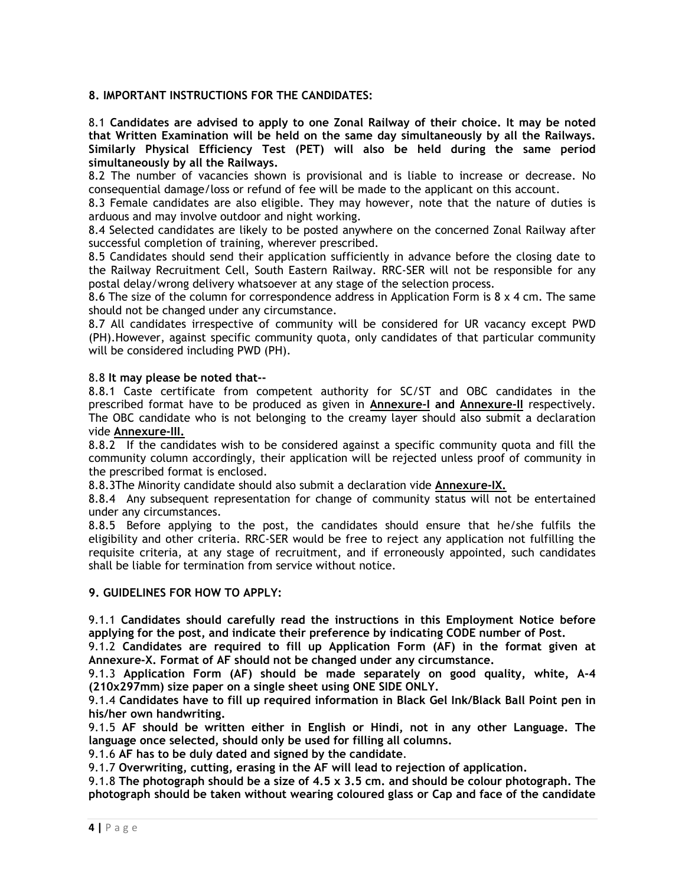## 8. IMPORTANT INSTRUCTIONS FOR THE CANDIDATES:

8.1 **Candidates are advised to apply to one Zonal Railway of their choice. It may be noted that Written Examination will be held on the same day simultaneously by all the Railways. Similarly Physical Efficiency Test (PET) will also be held during the same period simultaneously by all the Railways.**

8.2 The number of vacancies shown is provisional and is liable to increase or decrease. No consequential damage/loss or refund of fee will be made to the applicant on this account.

8.3 Female candidates are also eligible. They may however, note that the nature of duties is arduous and may involve outdoor and night working.

8.4 Selected candidates are likely to be posted anywhere on the concerned Zonal Railway after successful completion of training, wherever prescribed.

8.5 Candidates should send their application sufficiently in advance before the closing date to the Railway Recruitment Cell, South Eastern Railway. RRC-SER will not be responsible for any postal delay/wrong delivery whatsoever at any stage of the selection process.

8.6 The size of the column for correspondence address in Application Form is 8 x 4 cm. The same should not be changed under any circumstance.

8.7 All candidates irrespective of community will be considered for UR vacancy except PWD (PH).However, against specific community quota, only candidates of that particular community will be considered including PWD (PH).

8.8 **It may please be noted that--**

8.8.1 Caste certificate from competent authority for SC/ST and OBC candidates in the prescribed format have to be produced as given in **Annexure-I** **and** **Annexure-II** respectively. The OBC candidate who is not belonging to the creamy layer should also submit a declaration vide **Annexure-III.**

8.8.2 If the candidates wish to be considered against a specific community quota and fill the community column accordingly, their application will be rejected unless proof of community in the prescribed format is enclosed.

8.8.3The Minority candidate should also submit a declaration vide **Annexure-IX.**

8.8.4 Any subsequent representation for change of community status will not be entertained under any circumstances.

8.8.5 Before applying to the post, the candidates should ensure that he/she fulfils the eligibility and other criteria. RRC-SER would be free to reject any application not fulfilling the requisite criteria, at any stage of recruitment, and if erroneously appointed, such candidates shall be liable for termination from service without notice.

## 9. GUIDELINES FOR HOW TO APPLY:

9.1.1 **Candidates should carefully read the instructions in this Employment Notice before applying for the post, and indicate their preference by indicating CODE number of Post.**

9.1.2 **Candidates are required to fill up Application Form (AF) in the format given at Annexure-X. Format of AF should not be changed under any circumstance.**

9.1.3 **Application Form (AF) should be made separately on good quality, white, A-4 (210x297mm) size paper on a single sheet using ONE SIDE ONLY.**

9.1.4 **Candidates have to fill up required information in Black Gel Ink/Black Ball Point pen in his/her own handwriting.**

9.1.5 **AF should be written either in English or Hindi, not in any other Language. The language once selected, should only be used for filling all columns.**

9.1.6 **AF has to be duly dated and signed by the candidate**.

9.1.7 **Overwriting, cutting, erasing in the AF will lead to rejection of application.**

9.1.8 **The photograph should be a size of 4.5 x 3.5 cm. and should be colour photograph. The photograph should be taken without wearing coloured glass or Cap and face of the candidate**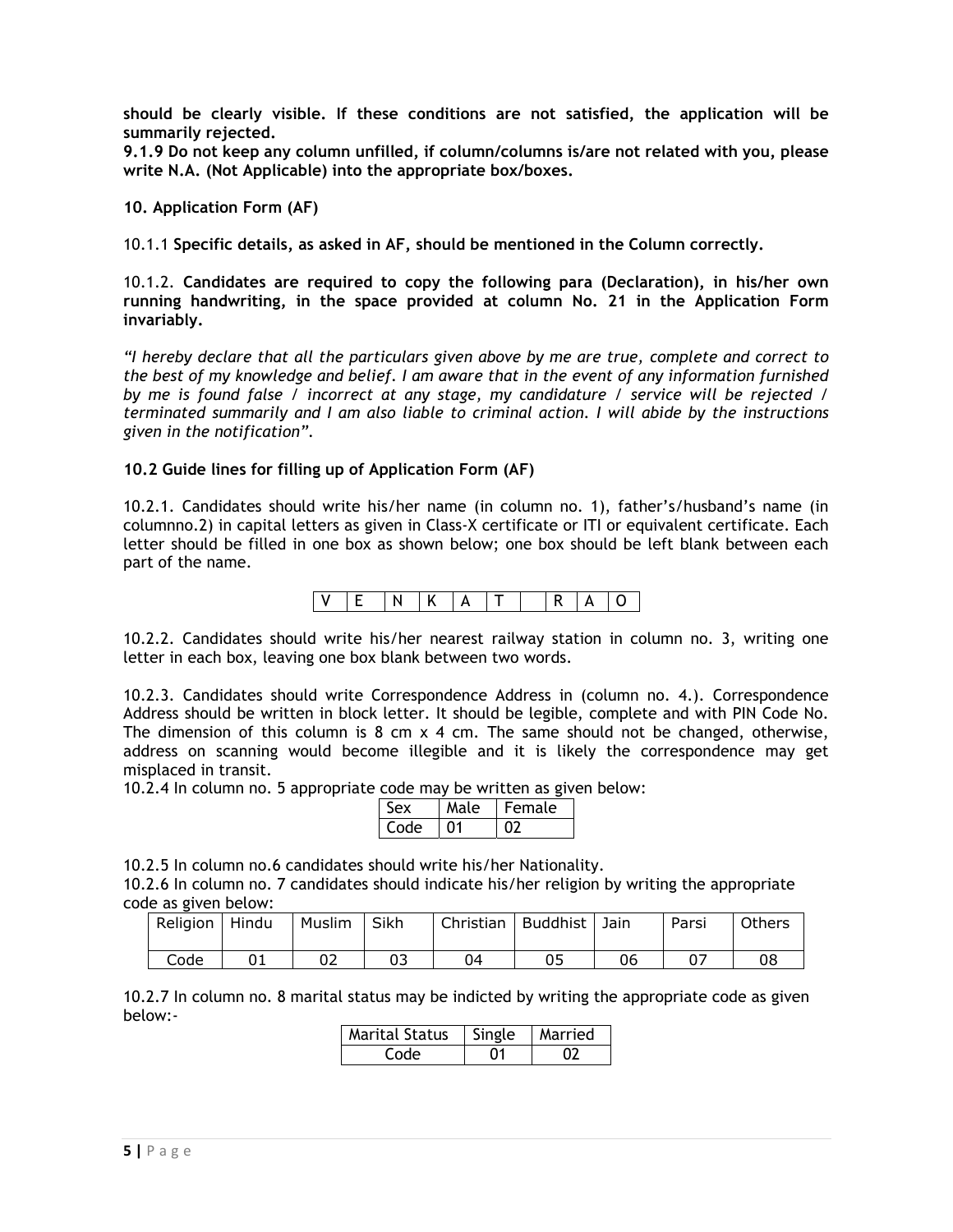**should be clearly visible. If these conditions are not satisfied, the application will be summarily rejected.**

**9.1.9 Do not keep any column unfilled, if column/columns is/are not related with you, please write N.A. (Not Applicable) into the appropriate box/boxes.**

**10. Application Form (AF)**

10.1.1 **Specific details, as asked in AF, should be mentioned in the Column correctly.**

10.1.2. **Candidates are required to copy the following para (Declaration), in his/her own running handwriting, in the space provided at column No. 21 in the Application Form invariably.**

*"I hereby declare that all the particulars given above by me are true, complete and correct to the best of my knowledge and belief. I am aware that in the event of any information furnished by me is found false / incorrect at any stage, my candidature / service will be rejected / terminated summarily and I am also liable to criminal action. I will abide by the instructions given in the notification".*

**10.2 Guide lines for filling up of Application Form (AF)**

10.2.1. Candidates should write his/her name (in column no. 1), father's/husband's name (in columnno.2) in capital letters as given in Class-X certificate or ITI or equivalent certificate. Each letter should be filled in one box as shown below; one box should be left blank between each part of the name.

| | | | | | | | | | |
|---|---|---|---|---|---|---|---|---|---|
| V | E | N | K | A | T | | R | A | O |

10.2.2. Candidates should write his/her nearest railway station in column no. 3, writing one letter in each box, leaving one box blank between two words.

10.2.3. Candidates should write Correspondence Address in (column no. 4.). Correspondence Address should be written in block letter. It should be legible, complete and with PIN Code No. The dimension of this column is 8 cm x 4 cm. The same should not be changed, otherwise, address on scanning would become illegible and it is likely the correspondence may get misplaced in transit.

10.2.4 In column no. 5 appropriate code may be written as given below:

| Sex | Male | Female |
|---|---|---|
| Code | 01 | 02 |

10.2.5 In column no.6 candidates should write his/her Nationality.

10.2.6 In column no. 7 candidates should indicate his/her religion by writing the appropriate code as given below:

| Religion | Hindu | Muslim | Sikh | Christian | Buddhist | Jain | Parsi | Others |
|---|---|---|---|---|---|---|---|---|
| Code | 01 | 02 | 03 | 04 | 05 | 06 | 07 | 08 |

10.2.7 In column no. 8 marital status may be indicted by writing the appropriate code as given below:-

| Marital Status | Single | Married |
|---|---|---|
| Code | 01 | 02 |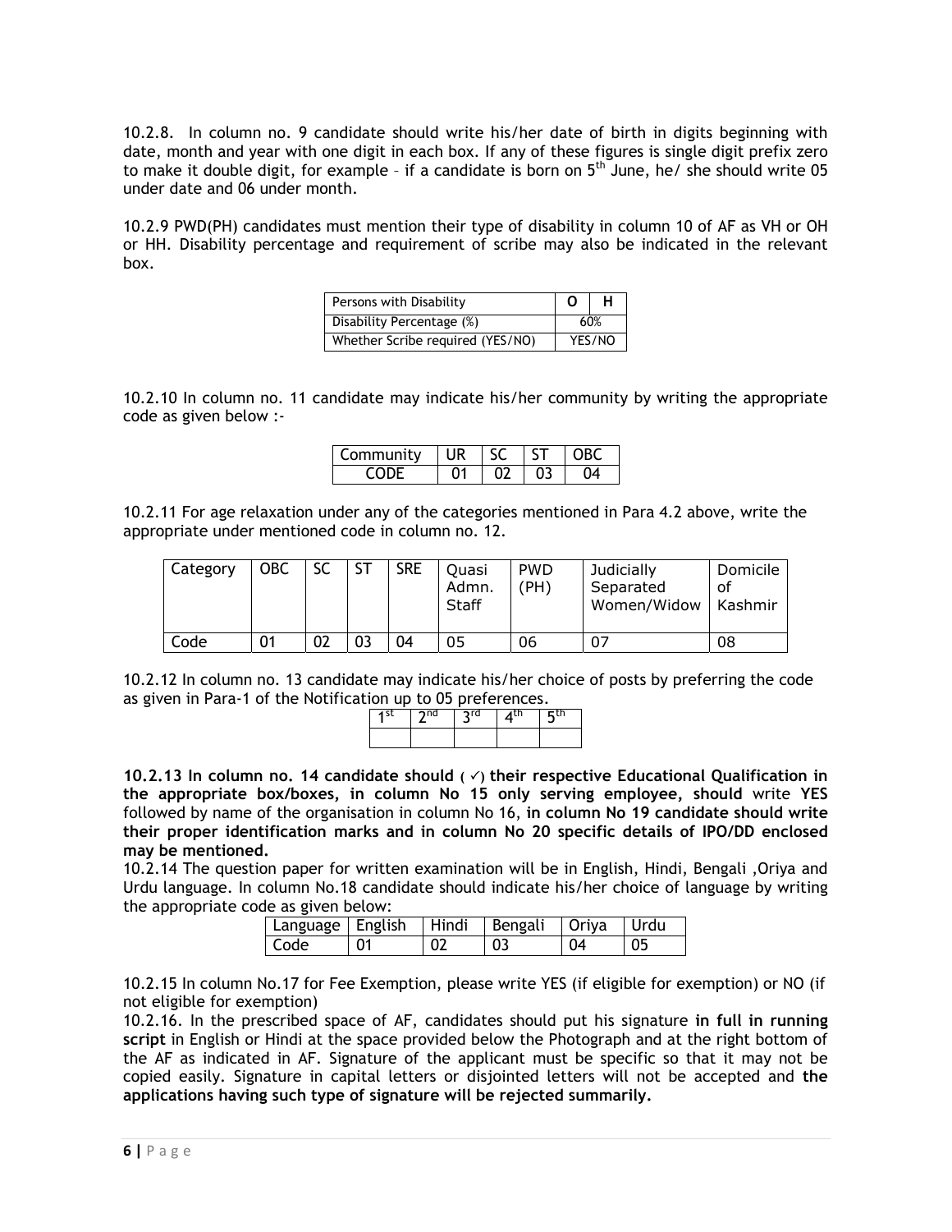10.2.8. In column no. 9 candidate should write his/her date of birth in digits beginning with date, month and year with one digit in each box. If any of these figures is single digit prefix zero to make it double digit, for example – if a candidate is born on 5th June, he/ she should write 05 under date and 06 under month.

10.2.9 PWD(PH) candidates must mention their type of disability in column 10 of AF as VH or OH or HH. Disability percentage and requirement of scribe may also be indicated in the relevant box.

| | | |
|---|---|---|
| Persons with Disability | O | H |
| Disability Percentage (%) | 60% | |
| Whether Scribe required (YES/NO) | YES/NO | |

10.2.10 In column no. 11 candidate may indicate his/her community by writing the appropriate code as given below :-

| Community | UR | SC | ST | OBC |
|---|---|---|---|---|
| CODE | 01 | 02 | 03 | 04 |

10.2.11 For age relaxation under any of the categories mentioned in Para 4.2 above, write the appropriate under mentioned code in column no. 12.

| Category | OBC | SC | ST | SRE | Quasi Admn. Staff | PWD (PH) | Judicially Separated Women/Widow | Domicile of Kashmir |
|---|---|---|---|---|---|---|---|---|
| Code | 01 | 02 | 03 | 04 | 05 | 06 | 07 | 08 |

10.2.12 In column no. 13 candidate may indicate his/her choice of posts by preferring the code as given in Para-1 of the Notification up to 05 preferences.

| 1st | 2nd | 3rd | 4th | 5th |
|---|---|---|---|---|
| | | | | |

**10.2.13 In column no. 14 candidate should ( ✓) their respective Educational Qualification in the appropriate box/boxes, in column No 15 only serving employee, should** write **YES** followed by name of the organisation in column No 16, **in column No 19 candidate should write their proper identification marks and in column No 20 specific details of IPO/DD enclosed may be mentioned.**

10.2.14 The question paper for written examination will be in English, Hindi, Bengali ,Oriya and Urdu language. In column No.18 candidate should indicate his/her choice of language by writing the appropriate code as given below:

| Language | English | Hindi | Bengali | Oriya | Urdu |
|---|---|---|---|---|---|
| Code | 01 | 02 | 03 | 04 | 05 |

10.2.15 In column No.17 for Fee Exemption, please write YES (if eligible for exemption) or NO (if not eligible for exemption)

10.2.16. In the prescribed space of AF, candidates should put his signature **in full in running script** in English or Hindi at the space provided below the Photograph and at the right bottom of the AF as indicated in AF. Signature of the applicant must be specific so that it may not be copied easily. Signature in capital letters or disjointed letters will not be accepted and **the applications having such type of signature will be rejected summarily.**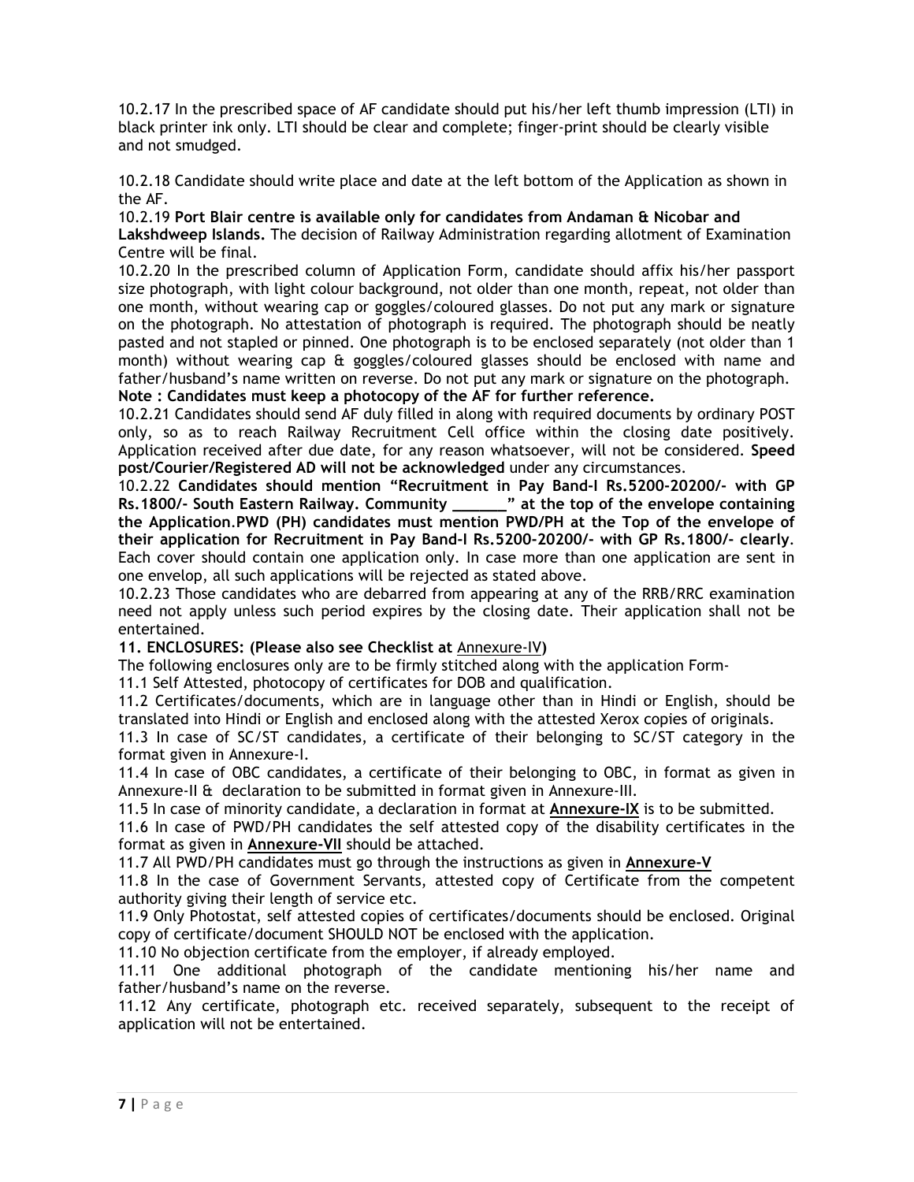10.2.17 In the prescribed space of AF candidate should put his/her left thumb impression (LTI) in black printer ink only. LTI should be clear and complete; finger-print should be clearly visible and not smudged.

10.2.18 Candidate should write place and date at the left bottom of the Application as shown in the AF.

10.2.19 **Port Blair centre is available only for candidates from Andaman & Nicobar and Lakshdweep Islands.** The decision of Railway Administration regarding allotment of Examination Centre will be final.

10.2.20 In the prescribed column of Application Form, candidate should affix his/her passport size photograph, with light colour background, not older than one month, repeat, not older than one month, without wearing cap or goggles/coloured glasses. Do not put any mark or signature on the photograph. No attestation of photograph is required. The photograph should be neatly pasted and not stapled or pinned. One photograph is to be enclosed separately (not older than 1 month) without wearing cap & goggles/coloured glasses should be enclosed with name and father/husband's name written on reverse. Do not put any mark or signature on the photograph.

**Note : Candidates must keep a photocopy of the AF for further reference.**

10.2.21 Candidates should send AF duly filled in along with required documents by ordinary POST only, so as to reach Railway Recruitment Cell office within the closing date positively. Application received after due date, for any reason whatsoever, will not be considered. **Speed post/Courier/Registered AD will not be acknowledged** under any circumstances.

10.2.22 **Candidates should mention "Recruitment in Pay Band-I Rs.5200-20200/- with GP Rs.1800/- South Eastern Railway. Community ______" at the top of the envelope containing the Application**.**PWD (PH) candidates must mention PWD/PH at the Top of the envelope of their application for Recruitment in Pay Band-I Rs.5200-20200/- with GP Rs.1800/- clearly**. Each cover should contain one application only. In case more than one application are sent in one envelop, all such applications will be rejected as stated above.

10.2.23 Those candidates who are debarred from appearing at any of the RRB/RRC examination need not apply unless such period expires by the closing date. Their application shall not be entertained.

**11. ENCLOSURES: (Please also see Checklist at** Annexure-IV**)**

The following enclosures only are to be firmly stitched along with the application Form-

11.1 Self Attested, photocopy of certificates for DOB and qualification.

11.2 Certificates/documents, which are in language other than in Hindi or English, should be translated into Hindi or English and enclosed along with the attested Xerox copies of originals.

11.3 In case of SC/ST candidates, a certificate of their belonging to SC/ST category in the format given in Annexure-I.

11.4 In case of OBC candidates, a certificate of their belonging to OBC, in format as given in Annexure-II & declaration to be submitted in format given in Annexure-III.

11.5 In case of minority candidate, a declaration in format at **Annexure-IX** is to be submitted.

11.6 In case of PWD/PH candidates the self attested copy of the disability certificates in the format as given in **Annexure-VII** should be attached.

11.7 All PWD/PH candidates must go through the instructions as given in **Annexure-V**

11.8 In the case of Government Servants, attested copy of Certificate from the competent authority giving their length of service etc.

11.9 Only Photostat, self attested copies of certificates/documents should be enclosed. Original copy of certificate/document SHOULD NOT be enclosed with the application.

11.10 No objection certificate from the employer, if already employed.

11.11 One additional photograph of the candidate mentioning his/her name and father/husband's name on the reverse.

11.12 Any certificate, photograph etc. received separately, subsequent to the receipt of application will not be entertained.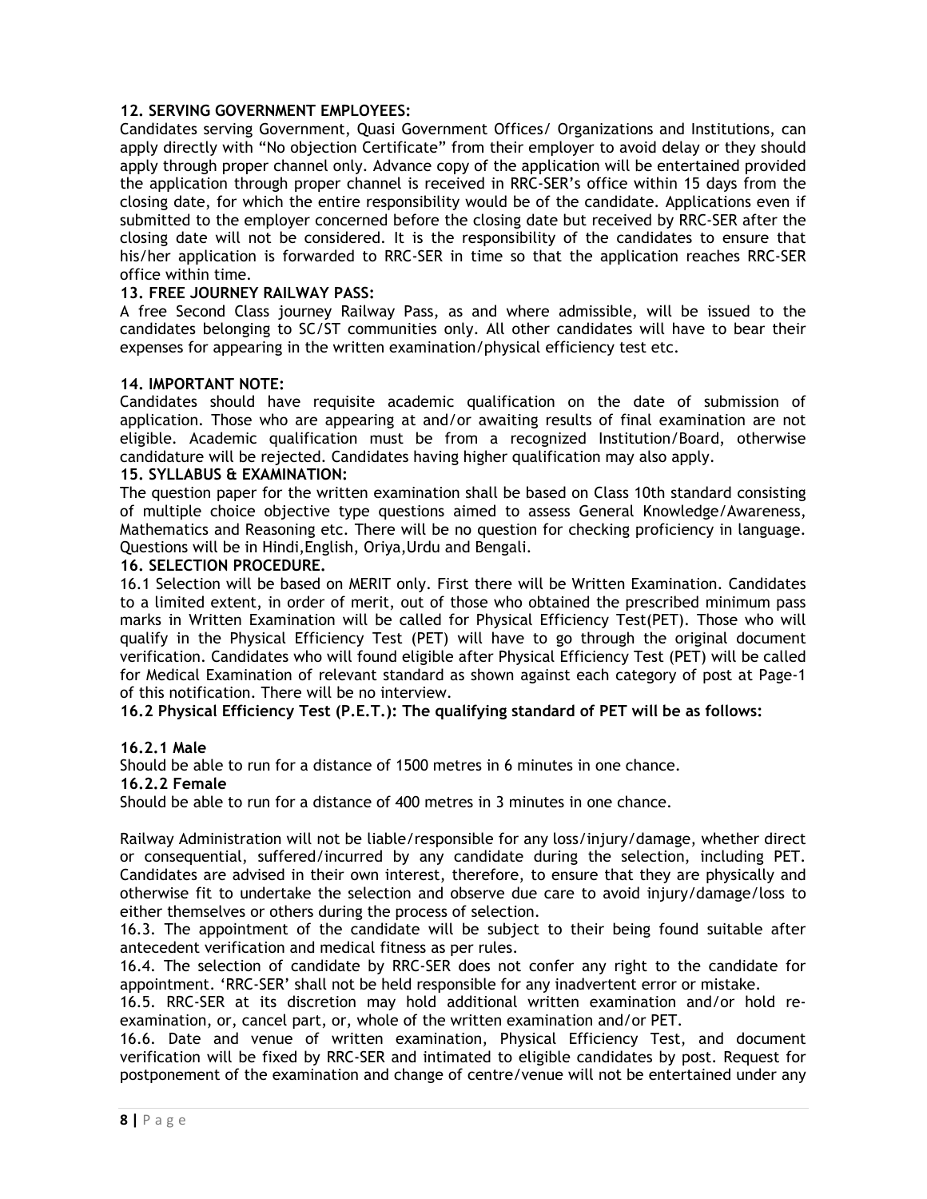**12. SERVING GOVERNMENT EMPLOYEES:**

Candidates serving Government, Quasi Government Offices/ Organizations and Institutions, can apply directly with "No objection Certificate" from their employer to avoid delay or they should apply through proper channel only. Advance copy of the application will be entertained provided the application through proper channel is received in RRC-SER's office within 15 days from the closing date, for which the entire responsibility would be of the candidate. Applications even if submitted to the employer concerned before the closing date but received by RRC-SER after the closing date will not be considered. It is the responsibility of the candidates to ensure that his/her application is forwarded to RRC-SER in time so that the application reaches RRC-SER office within time.

**13. FREE JOURNEY RAILWAY PASS:**

A free Second Class journey Railway Pass, as and where admissible, will be issued to the candidates belonging to SC/ST communities only. All other candidates will have to bear their expenses for appearing in the written examination/physical efficiency test etc.

**14. IMPORTANT NOTE:**

Candidates should have requisite academic qualification on the date of submission of application. Those who are appearing at and/or awaiting results of final examination are not eligible. Academic qualification must be from a recognized Institution/Board, otherwise candidature will be rejected. Candidates having higher qualification may also apply.

**15. SYLLABUS & EXAMINATION:**

The question paper for the written examination shall be based on Class 10th standard consisting of multiple choice objective type questions aimed to assess General Knowledge/Awareness, Mathematics and Reasoning etc. There will be no question for checking proficiency in language. Questions will be in Hindi,English, Oriya,Urdu and Bengali.

**16. SELECTION PROCEDURE.**

16.1 Selection will be based on MERIT only. First there will be Written Examination. Candidates to a limited extent, in order of merit, out of those who obtained the prescribed minimum pass marks in Written Examination will be called for Physical Efficiency Test(PET). Those who will qualify in the Physical Efficiency Test (PET) will have to go through the original document verification. Candidates who will found eligible after Physical Efficiency Test (PET) will be called for Medical Examination of relevant standard as shown against each category of post at Page-1 of this notification. There will be no interview.

**16.2 Physical Efficiency Test (P.E.T.): The qualifying standard of PET will be as follows:**

**16.2.1 Male**

Should be able to run for a distance of 1500 metres in 6 minutes in one chance.

**16.2.2 Female**

Should be able to run for a distance of 400 metres in 3 minutes in one chance.

Railway Administration will not be liable/responsible for any loss/injury/damage, whether direct or consequential, suffered/incurred by any candidate during the selection, including PET. Candidates are advised in their own interest, therefore, to ensure that they are physically and otherwise fit to undertake the selection and observe due care to avoid injury/damage/loss to either themselves or others during the process of selection.

16.3. The appointment of the candidate will be subject to their being found suitable after antecedent verification and medical fitness as per rules.

16.4. The selection of candidate by RRC-SER does not confer any right to the candidate for appointment. 'RRC-SER' shall not be held responsible for any inadvertent error or mistake.

16.5. RRC-SER at its discretion may hold additional written examination and/or hold re-examination, or, cancel part, or, whole of the written examination and/or PET.

16.6. Date and venue of written examination, Physical Efficiency Test, and document verification will be fixed by RRC-SER and intimated to eligible candidates by post. Request for postponement of the examination and change of centre/venue will not be entertained under any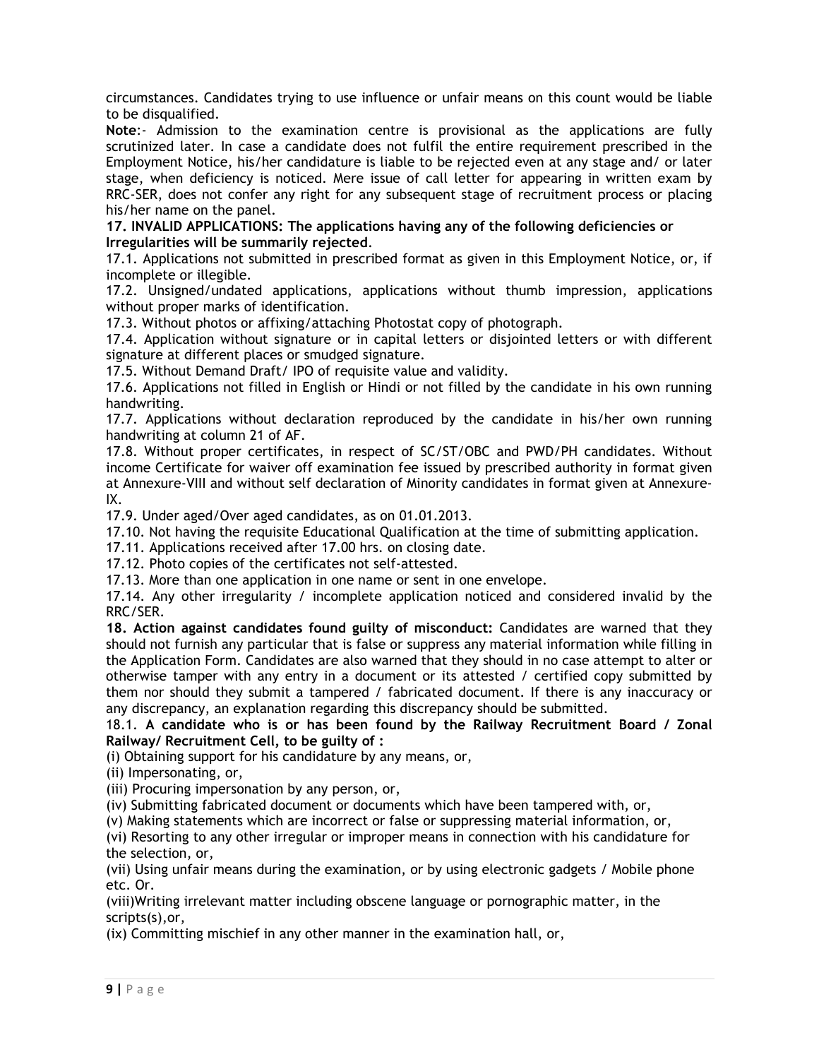circumstances. Candidates trying to use influence or unfair means on this count would be liable to be disqualified.

**Note**:- Admission to the examination centre is provisional as the applications are fully scrutinized later. In case a candidate does not fulfil the entire requirement prescribed in the Employment Notice, his/her candidature is liable to be rejected even at any stage and/ or later stage, when deficiency is noticed. Mere issue of call letter for appearing in written exam by RRC-SER, does not confer any right for any subsequent stage of recruitment process or placing his/her name on the panel.

**17. INVALID APPLICATIONS: The applications having any of the following deficiencies or Irregularities will be summarily rejected**.

17.1. Applications not submitted in prescribed format as given in this Employment Notice, or, if incomplete or illegible.

17.2. Unsigned/undated applications, applications without thumb impression, applications without proper marks of identification.

17.3. Without photos or affixing/attaching Photostat copy of photograph.

17.4. Application without signature or in capital letters or disjointed letters or with different signature at different places or smudged signature.

17.5. Without Demand Draft/ IPO of requisite value and validity.

17.6. Applications not filled in English or Hindi or not filled by the candidate in his own running handwriting.

17.7. Applications without declaration reproduced by the candidate in his/her own running handwriting at column 21 of AF.

17.8. Without proper certificates, in respect of SC/ST/OBC and PWD/PH candidates. Without income Certificate for waiver off examination fee issued by prescribed authority in format given at Annexure-VIII and without self declaration of Minority candidates in format given at Annexure-IX.

17.9. Under aged/Over aged candidates, as on 01.01.2013.

17.10. Not having the requisite Educational Qualification at the time of submitting application.

17.11. Applications received after 17.00 hrs. on closing date.

17.12. Photo copies of the certificates not self-attested.

17.13. More than one application in one name or sent in one envelope.

17.14. Any other irregularity / incomplete application noticed and considered invalid by the RRC/SER.

**18. Action against candidates found guilty of misconduct:** Candidates are warned that they should not furnish any particular that is false or suppress any material information while filling in the Application Form. Candidates are also warned that they should in no case attempt to alter or otherwise tamper with any entry in a document or its attested / certified copy submitted by them nor should they submit a tampered / fabricated document. If there is any inaccuracy or any discrepancy, an explanation regarding this discrepancy should be submitted.

18.1. **A candidate who is or has been found by the Railway Recruitment Board / Zonal Railway/ Recruitment Cell, to be guilty of :**

(i) Obtaining support for his candidature by any means, or,

(ii) Impersonating, or,

(iii) Procuring impersonation by any person, or,

(iv) Submitting fabricated document or documents which have been tampered with, or,

(v) Making statements which are incorrect or false or suppressing material information, or,

(vi) Resorting to any other irregular or improper means in connection with his candidature for the selection, or,

(vii) Using unfair means during the examination, or by using electronic gadgets / Mobile phone etc. Or.

(viii)Writing irrelevant matter including obscene language or pornographic matter, in the scripts(s),or,

(ix) Committing mischief in any other manner in the examination hall, or,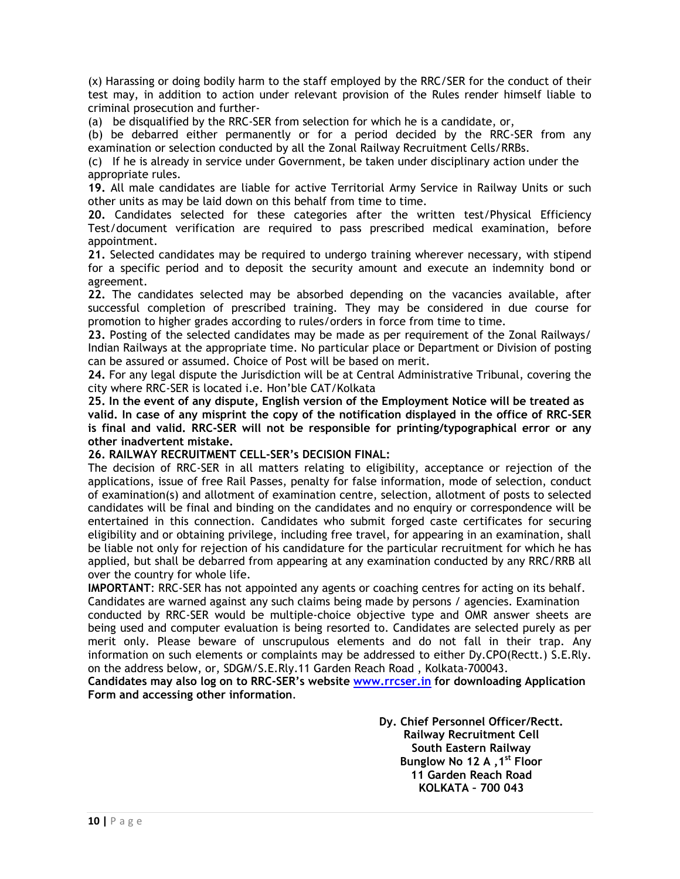(x) Harassing or doing bodily harm to the staff employed by the RRC/SER for the conduct of their test may, in addition to action under relevant provision of the Rules render himself liable to criminal prosecution and further-

(a) be disqualified by the RRC-SER from selection for which he is a candidate, or,

(b) be debarred either permanently or for a period decided by the RRC-SER from any examination or selection conducted by all the Zonal Railway Recruitment Cells/RRBs.

(c) If he is already in service under Government, be taken under disciplinary action under the appropriate rules.

**19.** All male candidates are liable for active Territorial Army Service in Railway Units or such other units as may be laid down on this behalf from time to time.

**20.** Candidates selected for these categories after the written test/Physical Efficiency Test/document verification are required to pass prescribed medical examination, before appointment.

**21.** Selected candidates may be required to undergo training wherever necessary, with stipend for a specific period and to deposit the security amount and execute an indemnity bond or agreement.

**22.** The candidates selected may be absorbed depending on the vacancies available, after successful completion of prescribed training. They may be considered in due course for promotion to higher grades according to rules/orders in force from time to time.

**23.** Posting of the selected candidates may be made as per requirement of the Zonal Railways/ Indian Railways at the appropriate time. No particular place or Department or Division of posting can be assured or assumed. Choice of Post will be based on merit.

**24.** For any legal dispute the Jurisdiction will be at Central Administrative Tribunal, covering the city where RRC-SER is located i.e. Hon'ble CAT/Kolkata

**25. In the event of any dispute, English version of the Employment Notice will be treated as valid. In case of any misprint the copy of the notification displayed in the office of RRC-SER is final and valid. RRC-SER will not be responsible for printing/typographical error or any other inadvertent mistake.**

**26. RAILWAY RECRUITMENT CELL-SER's DECISION FINAL:**

The decision of RRC-SER in all matters relating to eligibility, acceptance or rejection of the applications, issue of free Rail Passes, penalty for false information, mode of selection, conduct of examination(s) and allotment of examination centre, selection, allotment of posts to selected candidates will be final and binding on the candidates and no enquiry or correspondence will be entertained in this connection. Candidates who submit forged caste certificates for securing eligibility and or obtaining privilege, including free travel, for appearing in an examination, shall be liable not only for rejection of his candidature for the particular recruitment for which he has applied, but shall be debarred from appearing at any examination conducted by any RRC/RRB all over the country for whole life.

**IMPORTANT**: RRC-SER has not appointed any agents or coaching centres for acting on its behalf. Candidates are warned against any such claims being made by persons / agencies. Examination conducted by RRC-SER would be multiple-choice objective type and OMR answer sheets are being used and computer evaluation is being resorted to. Candidates are selected purely as per merit only. Please beware of unscrupulous elements and do not fall in their trap. Any information on such elements or complaints may be addressed to either Dy.CPO(Rectt.) S.E.Rly. on the address below, or, SDGM/S.E.Rly.11 Garden Reach Road , Kolkata-700043.

**Candidates may also log on to RRC-SER's website [www.rrcser.in](http://www.rrcser.in) for downloading Application Form and accessing other information**.

**Dy. Chief Personnel Officer/Rectt.**
**Railway Recruitment Cell**
**South Eastern Railway**
**Bunglow No 12 A ,1st Floor**
**11 Garden Reach Road**
**KOLKATA – 700 043**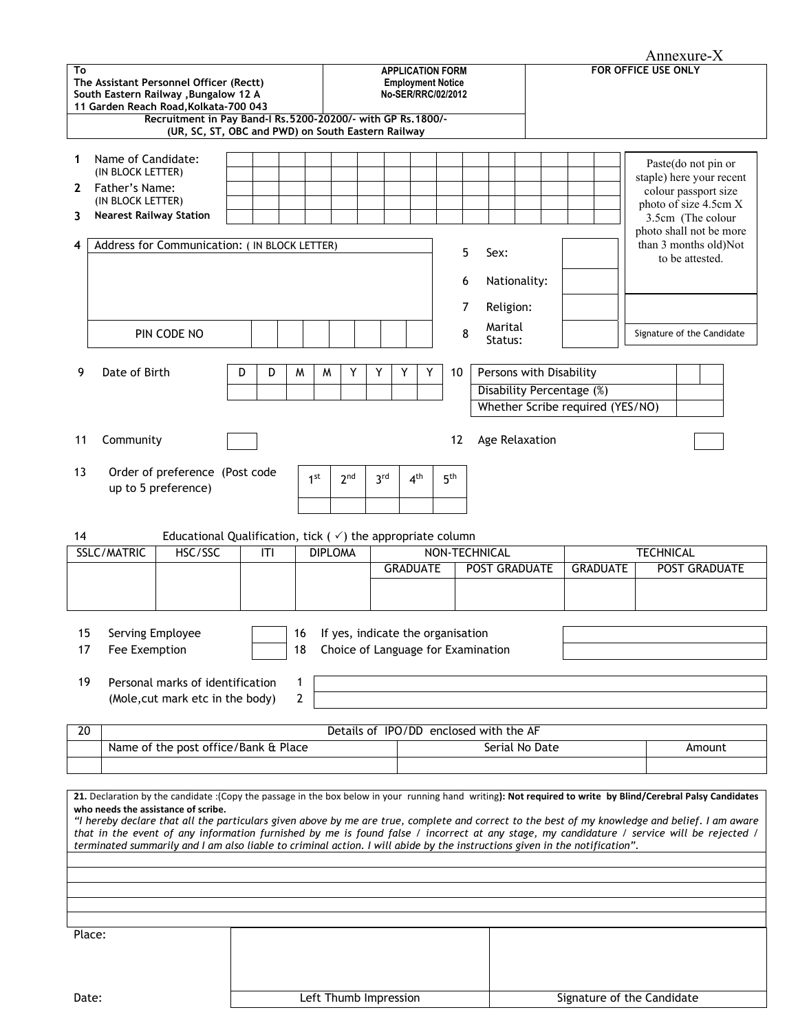Annexure-X

| | | |
|---|---|---|
| To<br>The Assistant Personnel Officer (Rectt)<br>South Eastern Railway ,Bungalow 12 A<br>11 Garden Reach Road,Kolkata-700 043 | **APPLICATION FORM**<br>**Employment Notice**<br>**No-SER/RRC/02/2012** | **FOR OFFICE USE ONLY** |
| **Recruitment in Pay Band-I Rs.5200-20200/- with GP Rs.1800/- (UR, SC, ST, OBC and PWD) on South Eastern Railway** | | |

1 Name of Candidate: (IN BLOCK LETTER)

2 Father's Name: (IN BLOCK LETTER)

3 **Nearest Railway Station**

Paste(do not pin or staple) here your recent colour passport size photo of size 4.5cm X 3.5cm (The colour photo shall not be more than 3 months old)Not to be attested.

Signature of the Candidate

4 Address for Communication: ( IN BLOCK LETTER)

PIN CODE NO

5 Sex:

6 Nationality:

7 Religion:

8 Marital Status:

9 Date of Birth

| D | D | M | M | Y | Y | Y | Y |
|---|---|---|---|---|---|---|---|
| | | | | | | | |

10

| | |
|---|---|
| Persons with Disability | |
| Disability Percentage (%) | |
| Whether Scribe required (YES/NO) | |

11 Community

12 Age Relaxation

13 Order of preference (Post code up to 5 preference)

| 1st | 2nd | 3rd | 4th | 5th |
|---|---|---|---|---|
| | | | | |

14 Educational Qualification, tick ( ✓) the appropriate column

| SSLC/MATRIC | HSC/SSC | ITI | DIPLOMA | NON-TECHNICAL | | TECHNICAL | |
|---|---|---|---|---|---|---|---|
| | | | | GRADUATE | POST GRADUATE | GRADUATE | POST GRADUATE |
| | | | | | | | |

15 Serving Employee

16 If yes, indicate the organisation

17 Fee Exemption

18 Choice of Language for Examination

19 Personal marks of identification (Mole,cut mark etc in the body)

1

2

| 20 | Details of IPO/DD enclosed with the AF | | |
|---|---|---|---|
| | Name of the post office/Bank & Place | Serial No Date | Amount |
| | | | |

**21.** Declaration by the candidate :(Copy the passage in the box below in your running hand writing**): Not required to write by Blind/Cerebral Palsy Candidates who needs the assistance of scribe.**

*"I hereby declare that all the particulars given above by me are true, complete and correct to the best of my knowledge and belief. I am aware that in the event of any information furnished by me is found false / incorrect at any stage, my candidature / service will be rejected / terminated summarily and I am also liable to criminal action. I will abide by the instructions given in the notification".*

Place:

Date:

Left Thumb Impression

Signature of the Candidate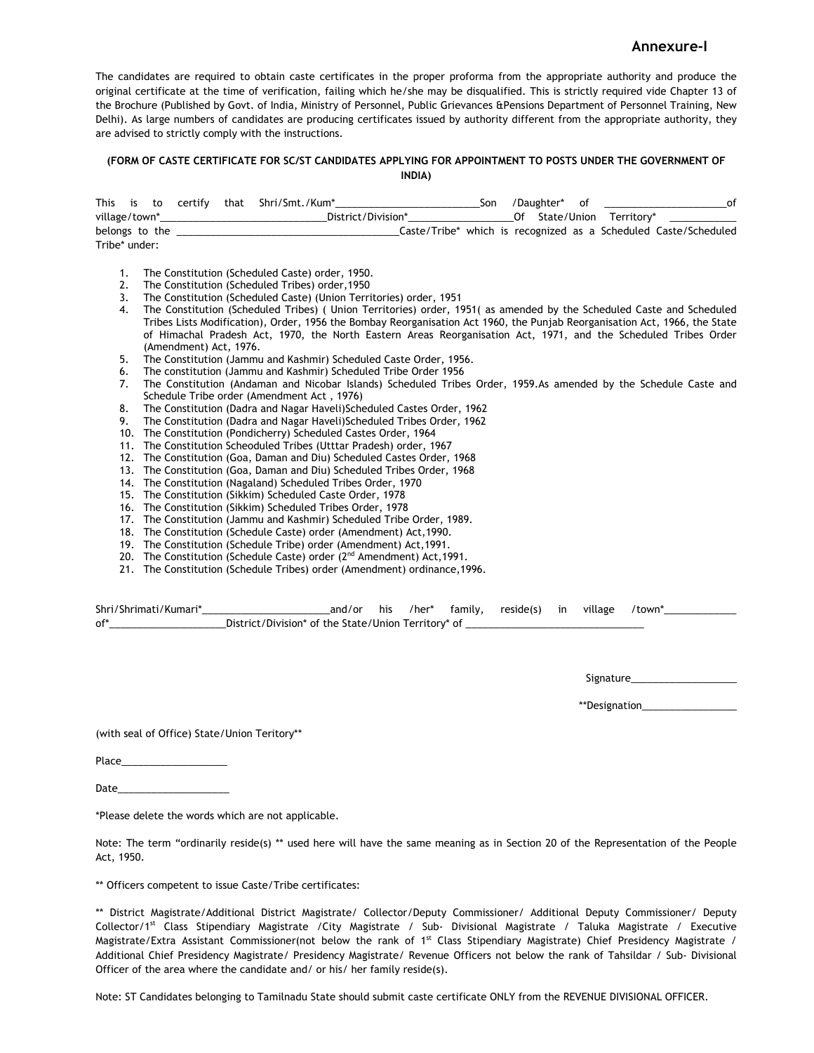# Annexure-I

The candidates are required to obtain caste certificates in the proper proforma from the appropriate authority and produce the original certificate at the time of verification, failing which he/she may be disqualified. This is strictly required vide Chapter 13 of the Brochure (Published by Govt. of India, Ministry of Personnel, Public Grievances &Pensions Department of Personnel Training, New Delhi). As large numbers of candidates are producing certificates issued by authority different from the appropriate authority, they are advised to strictly comply with the instructions.

**(FORM OF CASTE CERTIFICATE FOR SC/ST CANDIDATES APPLYING FOR APPOINTMENT TO POSTS UNDER THE GOVERNMENT OF INDIA)**

This is to certify that Shri/Smt./Kum*___________________________Son /Daughter* of _______________________of village/town*______________________________District/Division*___________________Of State/Union Territory* ____________ belongs to the __________________________________________Caste/Tribe* which is recognized as a Scheduled Caste/Scheduled Tribe* under:

1. The Constitution (Scheduled Caste) order, 1950.
2. The Constitution (Scheduled Tribes) order,1950
3. The Constitution (Scheduled Caste) (Union Territories) order, 1951
4. The Constitution (Scheduled Tribes) ( Union Territories) order, 1951( as amended by the Scheduled Caste and Scheduled Tribes Lists Modification), Order, 1956 the Bombay Reorganisation Act 1960, the Punjab Reorganisation Act, 1966, the State of Himachal Pradesh Act, 1970, the North Eastern Areas Reorganisation Act, 1971, and the Scheduled Tribes Order (Amendment) Act, 1976.
5. The Constitution (Jammu and Kashmir) Scheduled Caste Order, 1956.
6. The constitution (Jammu and Kashmir) Scheduled Tribe Order 1956
7. The Constitution (Andaman and Nicobar Islands) Scheduled Tribes Order, 1959.As amended by the Schedule Caste and Schedule Tribe order (Amendment Act , 1976)
8. The Constitution (Dadra and Nagar Haveli)Scheduled Castes Order, 1962
9. The Constitution (Dadra and Nagar Haveli)Scheduled Tribes Order, 1962
10. The Constitution (Pondicherry) Scheduled Castes Order, 1964
11. The Constitution Scheoduled Tribes (Utttar Pradesh) order, 1967
12. The Constitution (Goa, Daman and Diu) Scheduled Castes Order, 1968
13. The Constitution (Goa, Daman and Diu) Scheduled Tribes Order, 1968
14. The Constitution (Nagaland) Scheduled Tribes Order, 1970
15. The Constitution (Sikkim) Scheduled Caste Order, 1978
16. The Constitution (Sikkim) Scheduled Tribes Order, 1978
17. The Constitution (Jammu and Kashmir) Scheduled Tribe Order, 1989.
18. The Constitution (Schedule Caste) order (Amendment) Act,1990.
19. The Constitution (Schedule Tribe) order (Amendment) Act,1991.
20. The Constitution (Schedule Caste) order (2nd Amendment) Act,1991.
21. The Constitution (Schedule Tribes) order (Amendment) ordinance,1996.

Shri/Shrimati/Kumari*_______________________and/or his /her* family, reside(s) in village /town*_____________ of*_____________________District/Division* of the State/Union Territory* of _________________________________

Signature___________________

**Designation_________________

(with seal of Office) State/Union Teritory**

Place___________________

Date____________________

*Please delete the words which are not applicable.

Note: The term "ordinarily reside(s) ** used here will have the same meaning as in Section 20 of the Representation of the People Act, 1950.

** Officers competent to issue Caste/Tribe certificates:

** District Magistrate/Additional District Magistrate/ Collector/Deputy Commissioner/ Additional Deputy Commissioner/ Deputy Collector/1st Class Stipendiary Magistrate /City Magistrate / Sub- Divisional Magistrate / Taluka Magistrate / Executive Magistrate/Extra Assistant Commissioner(not below the rank of 1st Class Stipendiary Magistrate) Chief Presidency Magistrate / Additional Chief Presidency Magistrate/ Presidency Magistrate/ Revenue Officers not below the rank of Tahsildar / Sub- Divisional Officer of the area where the candidate and/ or his/ her family reside(s).

Note: ST Candidates belonging to Tamilnadu State should submit caste certificate ONLY from the REVENUE DIVISIONAL OFFICER.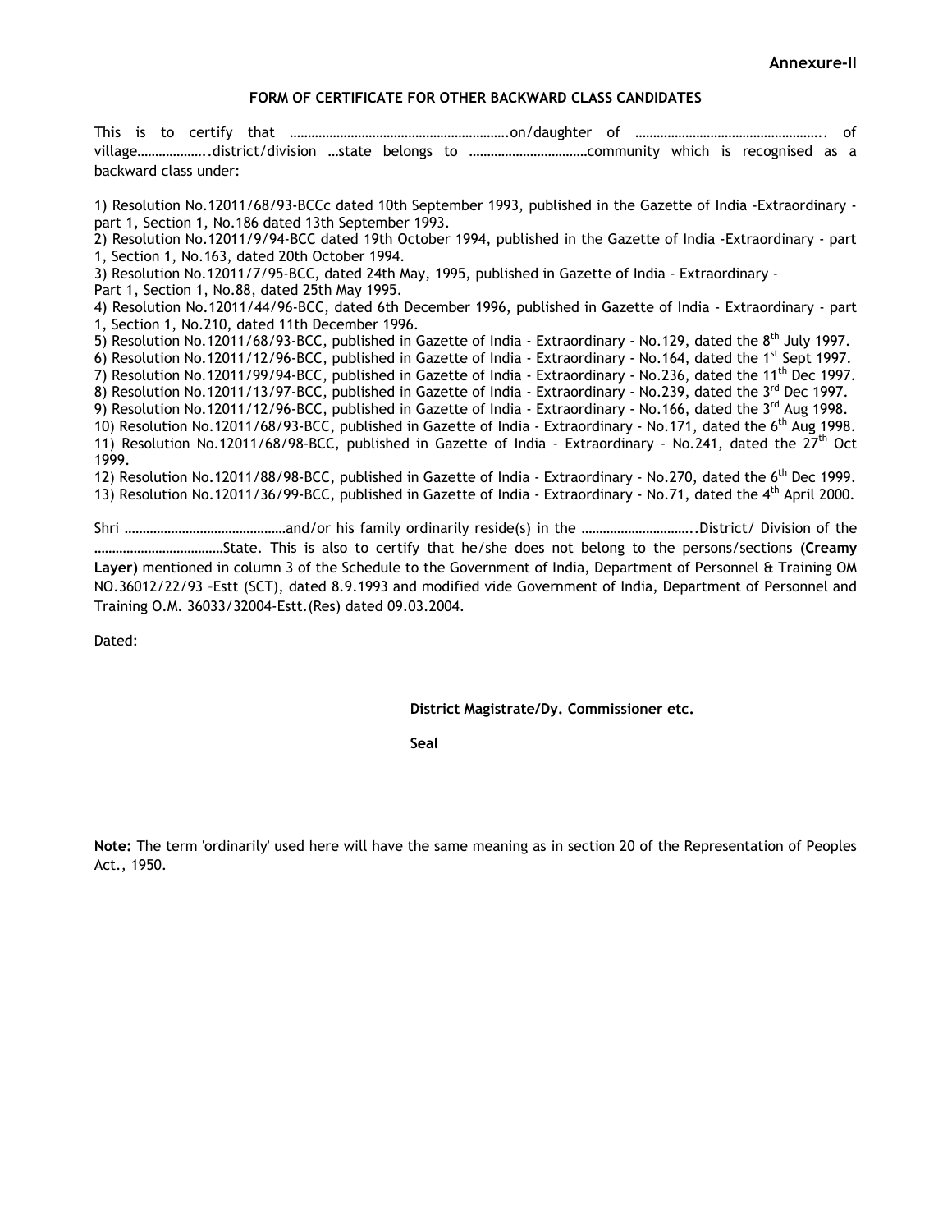**Annexure-II**

**FORM OF CERTIFICATE FOR OTHER BACKWARD CLASS CANDIDATES**

This is to certify that ……………………………………………………….on/daughter of …………………………………………….. of village………………..district/division …state belongs to ……………………………community which is recognised as a backward class under:

1) Resolution No.12011/68/93-BCCc dated 10th September 1993, published in the Gazette of India -Extraordinary - part 1, Section 1, No.186 dated 13th September 1993.
2) Resolution No.12011/9/94-BCC dated 19th October 1994, published in the Gazette of India -Extraordinary - part 1, Section 1, No.163, dated 20th October 1994.
3) Resolution No.12011/7/95-BCC, dated 24th May, 1995, published in Gazette of India - Extraordinary - Part 1, Section 1, No.88, dated 25th May 1995.
4) Resolution No.12011/44/96-BCC, dated 6th December 1996, published in Gazette of India - Extraordinary - part 1, Section 1, No.210, dated 11th December 1996.
5) Resolution No.12011/68/93-BCC, published in Gazette of India - Extraordinary - No.129, dated the 8th July 1997.
6) Resolution No.12011/12/96-BCC, published in Gazette of India - Extraordinary - No.164, dated the 1st Sept 1997.
7) Resolution No.12011/99/94-BCC, published in Gazette of India - Extraordinary - No.236, dated the 11th Dec 1997.
8) Resolution No.12011/13/97-BCC, published in Gazette of India - Extraordinary - No.239, dated the 3rd Dec 1997.
9) Resolution No.12011/12/96-BCC, published in Gazette of India - Extraordinary - No.166, dated the 3rd Aug 1998.
10) Resolution No.12011/68/93-BCC, published in Gazette of India - Extraordinary - No.171, dated the 6th Aug 1998.
11) Resolution No.12011/68/98-BCC, published in Gazette of India - Extraordinary - No.241, dated the 27th Oct 1999.
12) Resolution No.12011/88/98-BCC, published in Gazette of India - Extraordinary - No.270, dated the 6th Dec 1999.
13) Resolution No.12011/36/99-BCC, published in Gazette of India - Extraordinary - No.71, dated the 4th April 2000.

Shri ………………………………………and/or his family ordinarily reside(s) in the …………………………..District/ Division of the ………………………………State. This is also to certify that he/she does not belong to the persons/sections **(Creamy Layer)** mentioned in column 3 of the Schedule to the Government of India, Department of Personnel & Training OM NO.36012/22/93 –Estt (SCT), dated 8.9.1993 and modified vide Government of India, Department of Personnel and Training O.M. 36033/32004-Estt.(Res) dated 09.03.2004.

Dated:

**District Magistrate/Dy. Commissioner etc.**

**Seal**

**Note:** The term 'ordinarily' used here will have the same meaning as in section 20 of the Representation of Peoples Act., 1950.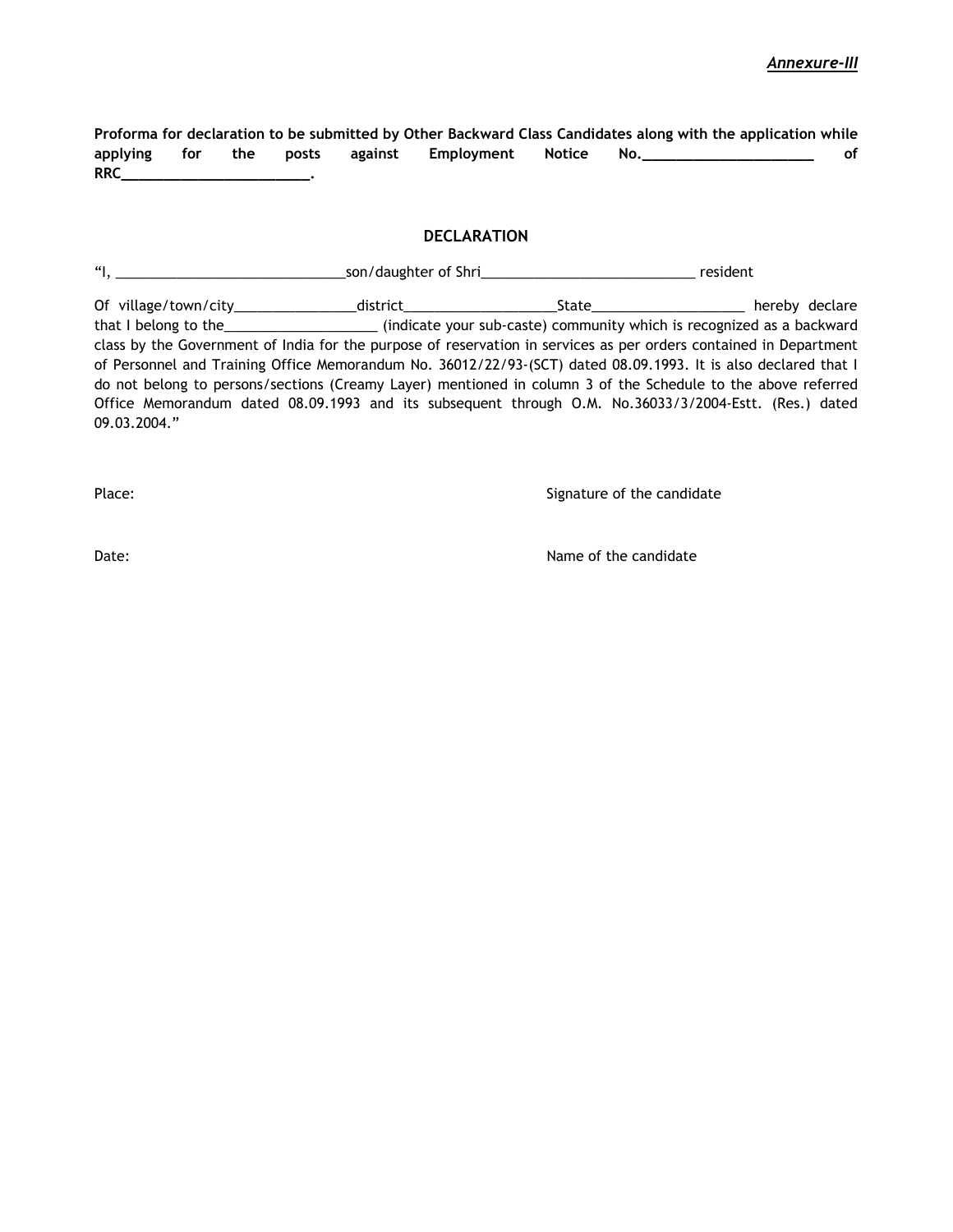*Annexure-III*

**Proforma for declaration to be submitted by Other Backward Class Candidates along with the application while applying for the posts against Employment Notice No.______________________ of RRC________________________.**

## DECLARATION

"I, ______________________________son/daughter of Shri____________________________ resident

Of village/town/city________________district____________________State____________________ hereby declare that I belong to the____________________ (indicate your sub-caste) community which is recognized as a backward class by the Government of India for the purpose of reservation in services as per orders contained in Department of Personnel and Training Office Memorandum No. 36012/22/93-(SCT) dated 08.09.1993. It is also declared that I do not belong to persons/sections (Creamy Layer) mentioned in column 3 of the Schedule to the above referred Office Memorandum dated 08.09.1993 and its subsequent through O.M. No.36033/3/2004-Estt. (Res.) dated 09.03.2004."

Place: Signature of the candidate

Date: Name of the candidate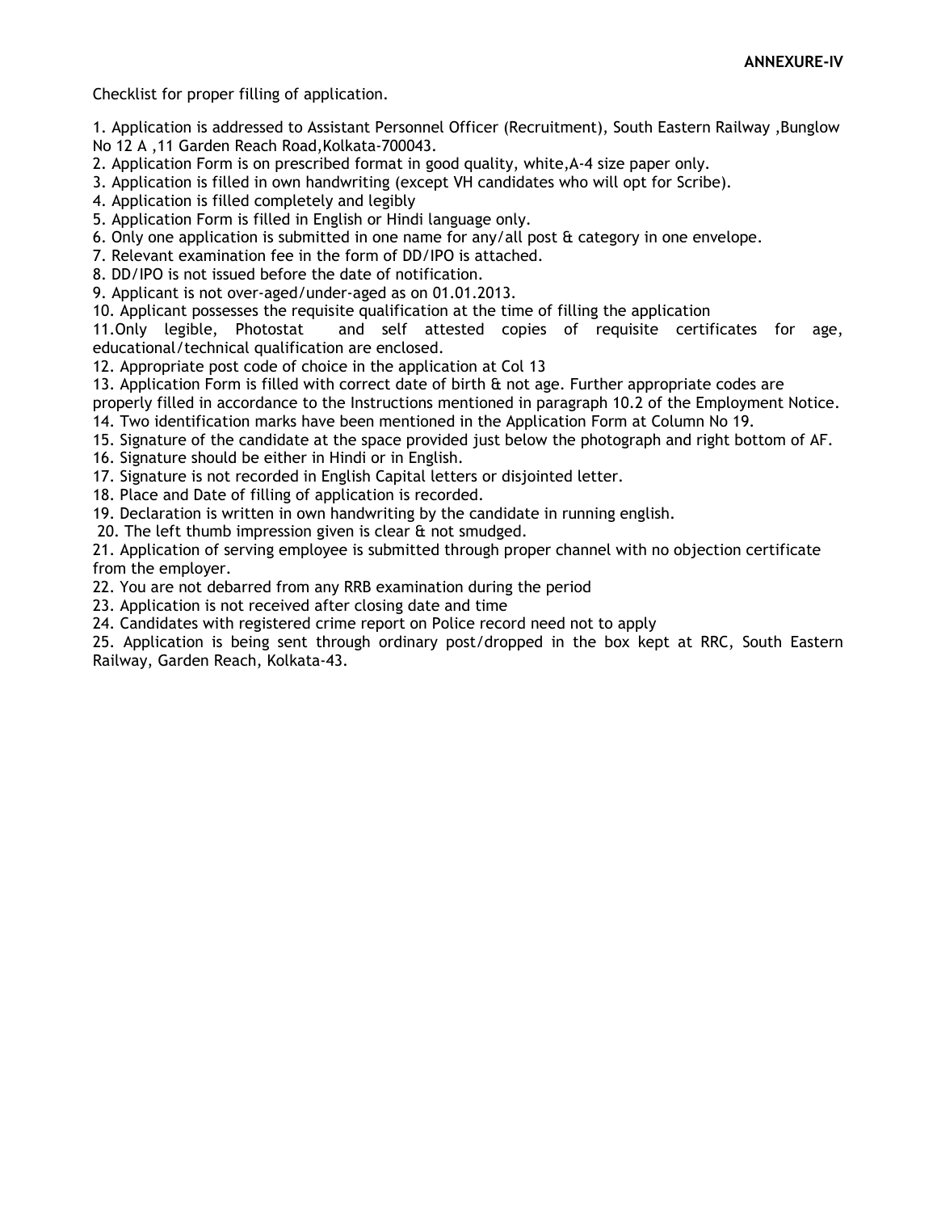**ANNEXURE-IV**

Checklist for proper filling of application.

1. Application is addressed to Assistant Personnel Officer (Recruitment), South Eastern Railway ,Bunglow No 12 A ,11 Garden Reach Road,Kolkata-700043.
2. Application Form is on prescribed format in good quality, white,A-4 size paper only.
3. Application is filled in own handwriting (except VH candidates who will opt for Scribe).
4. Application is filled completely and legibly
5. Application Form is filled in English or Hindi language only.
6. Only one application is submitted in one name for any/all post & category in one envelope.
7. Relevant examination fee in the form of DD/IPO is attached.
8. DD/IPO is not issued before the date of notification.
9. Applicant is not over-aged/under-aged as on 01.01.2013.
10. Applicant possesses the requisite qualification at the time of filling the application
11. Only legible, Photostat and self attested copies of requisite certificates for age, educational/technical qualification are enclosed.
12. Appropriate post code of choice in the application at Col 13
13. Application Form is filled with correct date of birth & not age. Further appropriate codes are properly filled in accordance to the Instructions mentioned in paragraph 10.2 of the Employment Notice.
14. Two identification marks have been mentioned in the Application Form at Column No 19.
15. Signature of the candidate at the space provided just below the photograph and right bottom of AF.
16. Signature should be either in Hindi or in English.
17. Signature is not recorded in English Capital letters or disjointed letter.
18. Place and Date of filling of application is recorded.
19. Declaration is written in own handwriting by the candidate in running english.
20. The left thumb impression given is clear & not smudged.
21. Application of serving employee is submitted through proper channel with no objection certificate from the employer.
22. You are not debarred from any RRB examination during the period
23. Application is not received after closing date and time
24. Candidates with registered crime report on Police record need not to apply
25. Application is being sent through ordinary post/dropped in the box kept at RRC, South Eastern Railway, Garden Reach, Kolkata-43.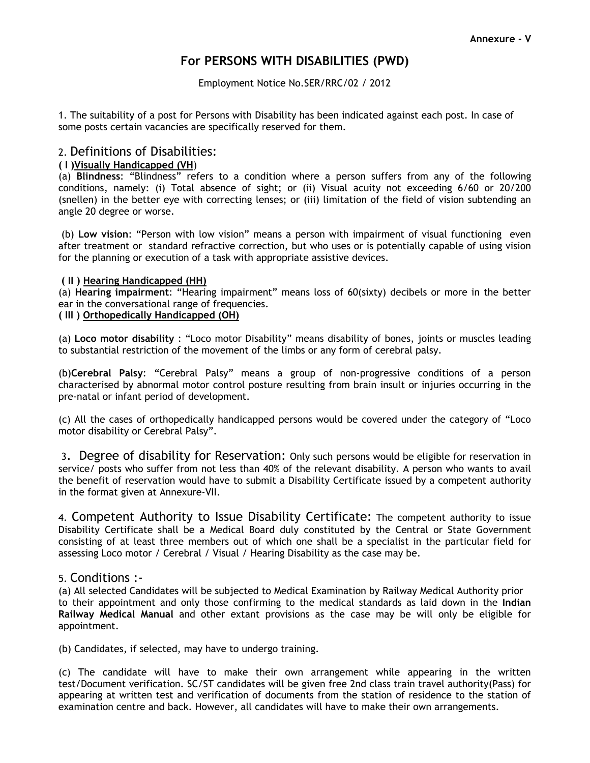**Annexure - V**

# For PERSONS WITH DISABILITIES (PWD)

Employment Notice No.SER/RRC/02 / 2012

1. The suitability of a post for Persons with Disability has been indicated against each post. In case of some posts certain vacancies are specifically reserved for them.

## 2. Definitions of Disabilities:

**( I )Visually Handicapped (VH)**

(a) **Blindness**: "Blindness" refers to a condition where a person suffers from any of the following conditions, namely: (i) Total absence of sight; or (ii) Visual acuity not exceeding 6/60 or 20/200 (snellen) in the better eye with correcting lenses; or (iii) limitation of the field of vision subtending an angle 20 degree or worse.

(b) **Low vision**: "Person with low vision" means a person with impairment of visual functioning even after treatment or standard refractive correction, but who uses or is potentially capable of using vision for the planning or execution of a task with appropriate assistive devices.

**( II ) Hearing Handicapped (HH)**

(a) **Hearing impairment**: "Hearing impairment" means loss of 60(sixty) decibels or more in the better ear in the conversational range of frequencies.

**( III ) Orthopedically Handicapped (OH)**

(a) **Loco motor disability** : "Loco motor Disability" means disability of bones, joints or muscles leading to substantial restriction of the movement of the limbs or any form of cerebral palsy.

(b)**Cerebral Palsy**: "Cerebral Palsy" means a group of non-progressive conditions of a person characterised by abnormal motor control posture resulting from brain insult or injuries occurring in the pre-natal or infant period of development.

(c) All the cases of orthopedically handicapped persons would be covered under the category of "Loco motor disability or Cerebral Palsy".

3. Degree of disability for Reservation: Only such persons would be eligible for reservation in service/ posts who suffer from not less than 40% of the relevant disability. A person who wants to avail the benefit of reservation would have to submit a Disability Certificate issued by a competent authority in the format given at Annexure-VII.

4. Competent Authority to Issue Disability Certificate: The competent authority to issue Disability Certificate shall be a Medical Board duly constituted by the Central or State Government consisting of at least three members out of which one shall be a specialist in the particular field for assessing Loco motor / Cerebral / Visual / Hearing Disability as the case may be.

## 5. Conditions :-

(a) All selected Candidates will be subjected to Medical Examination by Railway Medical Authority prior to their appointment and only those confirming to the medical standards as laid down in the **Indian Railway Medical Manual** and other extant provisions as the case may be will only be eligible for appointment.

(b) Candidates, if selected, may have to undergo training.

(c) The candidate will have to make their own arrangement while appearing in the written test/Document verification. SC/ST candidates will be given free 2nd class train travel authority(Pass) for appearing at written test and verification of documents from the station of residence to the station of examination centre and back. However, all candidates will have to make their own arrangements.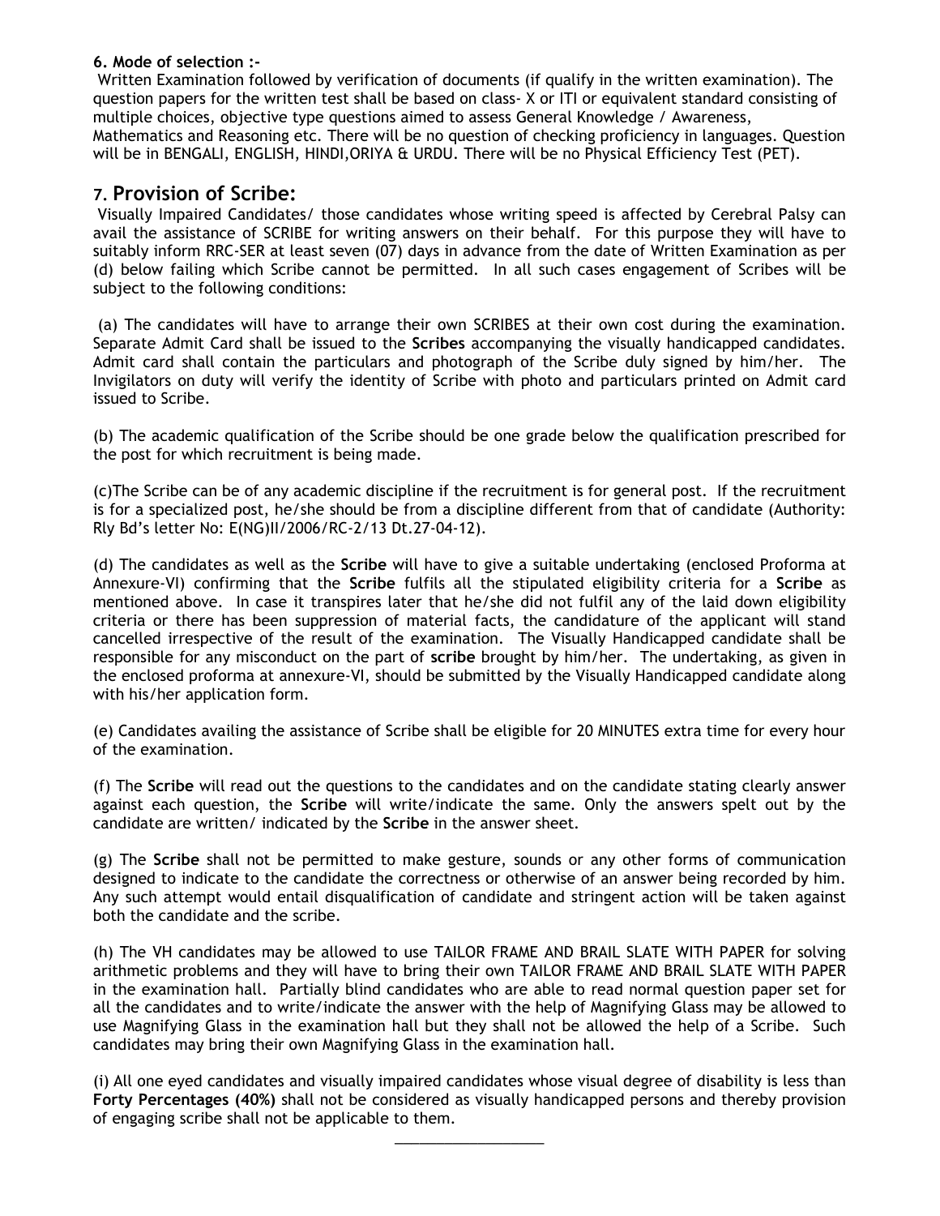**6. Mode of selection :-**

Written Examination followed by verification of documents (if qualify in the written examination). The question papers for the written test shall be based on class- X or ITI or equivalent standard consisting of multiple choices, objective type questions aimed to assess General Knowledge / Awareness, Mathematics and Reasoning etc. There will be no question of checking proficiency in languages. Question will be in BENGALI, ENGLISH, HINDI,ORIYA & URDU. There will be no Physical Efficiency Test (PET).

## 7. Provision of Scribe:

Visually Impaired Candidates/ those candidates whose writing speed is affected by Cerebral Palsy can avail the assistance of SCRIBE for writing answers on their behalf. For this purpose they will have to suitably inform RRC-SER at least seven (07) days in advance from the date of Written Examination as per (d) below failing which Scribe cannot be permitted. In all such cases engagement of Scribes will be subject to the following conditions:

(a) The candidates will have to arrange their own SCRIBES at their own cost during the examination. Separate Admit Card shall be issued to the **Scribes** accompanying the visually handicapped candidates. Admit card shall contain the particulars and photograph of the Scribe duly signed by him/her. The Invigilators on duty will verify the identity of Scribe with photo and particulars printed on Admit card issued to Scribe.

(b) The academic qualification of the Scribe should be one grade below the qualification prescribed for the post for which recruitment is being made.

(c)The Scribe can be of any academic discipline if the recruitment is for general post. If the recruitment is for a specialized post, he/she should be from a discipline different from that of candidate (Authority: Rly Bd's letter No: E(NG)II/2006/RC-2/13 Dt.27-04-12).

(d) The candidates as well as the **Scribe** will have to give a suitable undertaking (enclosed Proforma at Annexure-VI) confirming that the **Scribe** fulfils all the stipulated eligibility criteria for a **Scribe** as mentioned above. In case it transpires later that he/she did not fulfil any of the laid down eligibility criteria or there has been suppression of material facts, the candidature of the applicant will stand cancelled irrespective of the result of the examination. The Visually Handicapped candidate shall be responsible for any misconduct on the part of **scribe** brought by him/her. The undertaking, as given in the enclosed proforma at annexure-VI, should be submitted by the Visually Handicapped candidate along with his/her application form.

(e) Candidates availing the assistance of Scribe shall be eligible for 20 MINUTES extra time for every hour of the examination.

(f) The **Scribe** will read out the questions to the candidates and on the candidate stating clearly answer against each question, the **Scribe** will write/indicate the same. Only the answers spelt out by the candidate are written/ indicated by the **Scribe** in the answer sheet.

(g) The **Scribe** shall not be permitted to make gesture, sounds or any other forms of communication designed to indicate to the candidate the correctness or otherwise of an answer being recorded by him. Any such attempt would entail disqualification of candidate and stringent action will be taken against both the candidate and the scribe.

(h) The VH candidates may be allowed to use TAILOR FRAME AND BRAIL SLATE WITH PAPER for solving arithmetic problems and they will have to bring their own TAILOR FRAME AND BRAIL SLATE WITH PAPER in the examination hall. Partially blind candidates who are able to read normal question paper set for all the candidates and to write/indicate the answer with the help of Magnifying Glass may be allowed to use Magnifying Glass in the examination hall but they shall not be allowed the help of a Scribe. Such candidates may bring their own Magnifying Glass in the examination hall.

(i) All one eyed candidates and visually impaired candidates whose visual degree of disability is less than **Forty Percentages (40%)** shall not be considered as visually handicapped persons and thereby provision of engaging scribe shall not be applicable to them.

---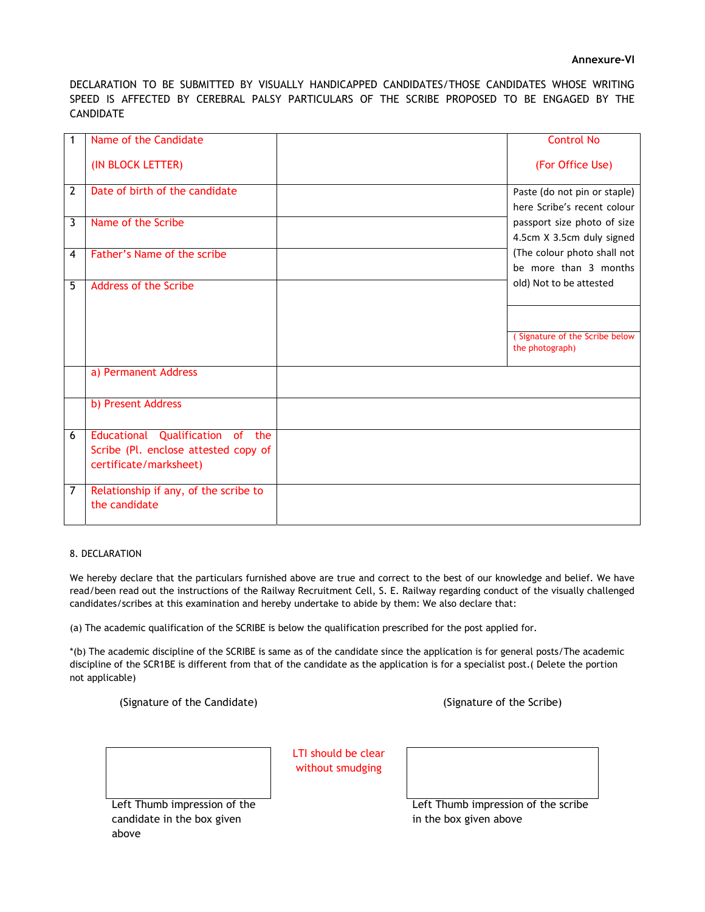**Annexure-VI**

DECLARATION TO BE SUBMITTED BY VISUALLY HANDICAPPED CANDIDATES/THOSE CANDIDATES WHOSE WRITING SPEED IS AFFECTED BY CEREBRAL PALSY PARTICULARS OF THE SCRIBE PROPOSED TO BE ENGAGED BY THE CANDIDATE

| | | | |
|---|---|---|---|
| 1 | Name of the Candidate (IN BLOCK LETTER) | | Control No (For Office Use) |
| 2 | Date of birth of the candidate | | Paste (do not pin or staple) here Scribe's recent colour passport size photo of size 4.5cm X 3.5cm duly signed (The colour photo shall not be more than 3 months old) Not to be attested |
| 3 | Name of the Scribe | | |
| 4 | Father's Name of the scribe | | |
| 5 | Address of the Scribe | | ( Signature of the Scribe below the photograph) |
| | a) Permanent Address | | |
| | b) Present Address | | |
| 6 | Educational Qualification of the Scribe (Pl. enclose attested copy of certificate/marksheet) | | |
| 7 | Relationship if any, of the scribe to the candidate | | |

8. DECLARATION

We hereby declare that the particulars furnished above are true and correct to the best of our knowledge and belief. We have read/been read out the instructions of the Railway Recruitment Cell, S. E. Railway regarding conduct of the visually challenged candidates/scribes at this examination and hereby undertake to abide by them: We also declare that:

(a) The academic qualification of the SCRIBE is below the qualification prescribed for the post applied for.

*(b) The academic discipline of the SCRIBE is same as of the candidate since the application is for general posts/The academic discipline of the SCR1BE is different from that of the candidate as the application is for a specialist post.( Delete the portion not applicable)

(Signature of the Candidate) (Signature of the Scribe)

Left Thumb impression of the candidate in the box given above

LTI should be clear without smudging

Left Thumb impression of the scribe in the box given above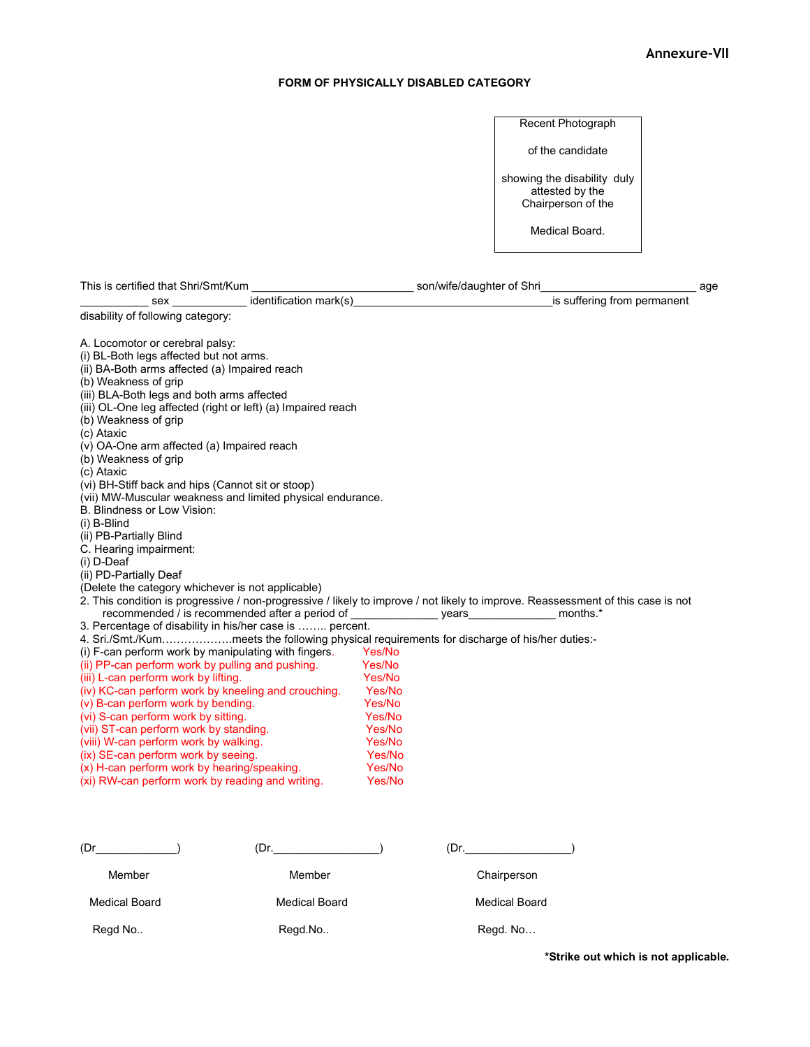**Annexure-VII**

**FORM OF PHYSICALLY DISABLED CATEGORY**

Recent Photograph

of the candidate

showing the disability duly attested by the Chairperson of the

Medical Board.

This is certified that Shri/Smt/Kum __________________________ son/wife/daughter of Shri__________________________ age ___________ sex ____________ identification mark(s)__________________________________is suffering from permanent disability of following category:

A. Locomotor or cerebral palsy:
(i) BL-Both legs affected but not arms.
(ii) BA-Both arms affected (a) Impaired reach
(b) Weakness of grip
(iii) BLA-Both legs and both arms affected
(iii) OL-One leg affected (right or left) (a) Impaired reach
(b) Weakness of grip
(c) Ataxic
(v) OA-One arm affected (a) Impaired reach
(b) Weakness of grip
(c) Ataxic
(vi) BH-Stiff back and hips (Cannot sit or stoop)
(vii) MW-Muscular weakness and limited physical endurance.
B. Blindness or Low Vision:
(i) B-Blind
(ii) PB-Partially Blind
C. Hearing impairment:
(i) D-Deaf
(ii) PD-Partially Deaf
(Delete the category whichever is not applicable)
2. This condition is progressive / non-progressive / likely to improve / not likely to improve. Reassessment of this case is not recommended / is recommended after a period of ______________ years______________ months.*
3. Percentage of disability in his/her case is …….. percent.
4. Sri./Smt./Kum……………….meets the following physical requirements for discharge of his/her duties:-
(i) F-can perform work by manipulating with fingers. Yes/No
(ii) PP-can perform work by pulling and pushing. Yes/No
(iii) L-can perform work by lifting. Yes/No
(iv) KC-can perform work by kneeling and crouching. Yes/No
(v) B-can perform work by bending. Yes/No
(vi) S-can perform work by sitting. Yes/No
(vii) ST-can perform work by standing. Yes/No
(viii) W-can perform work by walking. Yes/No
(ix) SE-can perform work by seeing. Yes/No
(x) H-can perform work by hearing/speaking. Yes/No
(xi) RW-can perform work by reading and writing. Yes/No

| | | |
|---|---|---|
| (Dr_____________) | (Dr._________________) | (Dr._________________) |
| Member | Member | Chairperson |
| Medical Board | Medical Board | Medical Board |
| Regd No.. | Regd.No.. | Regd. No… |

***Strike out which is not applicable.**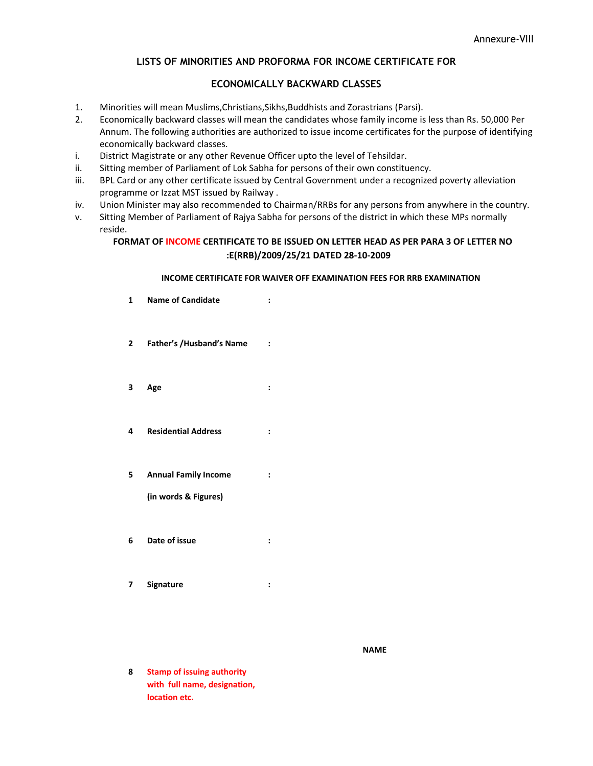Annexure-VIII

## LISTS OF MINORITIES AND PROFORMA FOR INCOME CERTIFICATE FOR ECONOMICALLY BACKWARD CLASSES

1. Minorities will mean Muslims,Christians,Sikhs,Buddhists and Zorastrians (Parsi).
2. Economically backward classes will mean the candidates whose family income is less than Rs. 50,000 Per Annum. The following authorities are authorized to issue income certificates for the purpose of identifying economically backward classes.

i. District Magistrate or any other Revenue Officer upto the level of Tehsildar.
ii. Sitting member of Parliament of Lok Sabha for persons of their own constituency.
iii. BPL Card or any other certificate issued by Central Government under a recognized poverty alleviation programme or Izzat MST issued by Railway .
iv. Union Minister may also recommended to Chairman/RRBs for any persons from anywhere in the country.
v. Sitting Member of Parliament of Rajya Sabha for persons of the district in which these MPs normally reside.

**FORMAT OF INCOME CERTIFICATE TO BE ISSUED ON LETTER HEAD AS PER PARA 3 OF LETTER NO :E(RRB)/2009/25/21 DATED 28-10-2009**

**INCOME CERTIFICATE FOR WAIVER OFF EXAMINATION FEES FOR RRB EXAMINATION**

**1 Name of Candidate :**

**2 Father's /Husband's Name :**

**3 Age :**

**4 Residential Address :**

**5 Annual Family Income :**

**(in words & Figures)**

**6 Date of issue :**

**7 Signature :**

**NAME**

**8 Stamp of issuing authority with full name, designation, location etc.**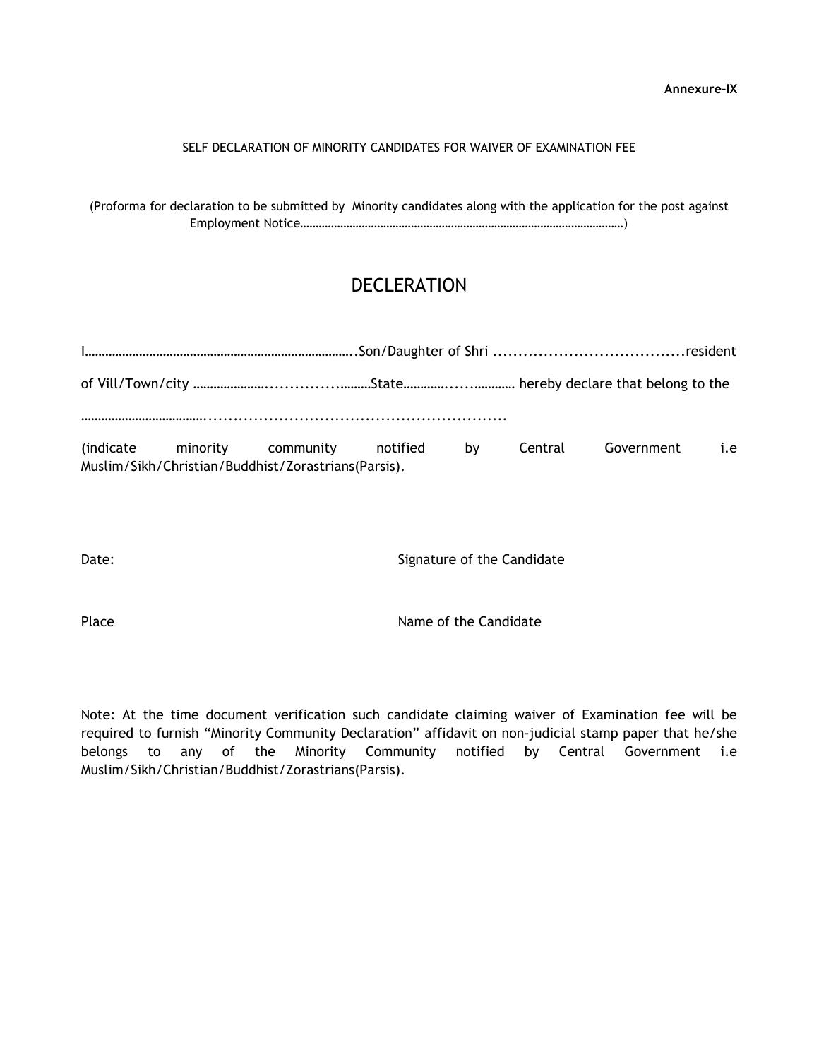**Annexure-IX**

SELF DECLARATION OF MINORITY CANDIDATES FOR WAIVER OF EXAMINATION FEE

(Proforma for declaration to be submitted by Minority candidates along with the application for the post against Employment Notice…………………………………………………………………………………………)

# DECLERATION

I……………………………………………………………………..Son/Daughter of Shri ......................................resident of Vill/Town/city …………………..................………State………….....………… hereby declare that belong to the

………………………………...........................................................

(indicate minority community notified by Central Government i.e Muslim/Sikh/Christian/Buddhist/Zorastrians(Parsis).

Date: Signature of the Candidate

Place Name of the Candidate

Note: At the time document verification such candidate claiming waiver of Examination fee will be required to furnish "Minority Community Declaration" affidavit on non-judicial stamp paper that he/she belongs to any of the Minority Community notified by Central Government i.e Muslim/Sikh/Christian/Buddhist/Zorastrians(Parsis).